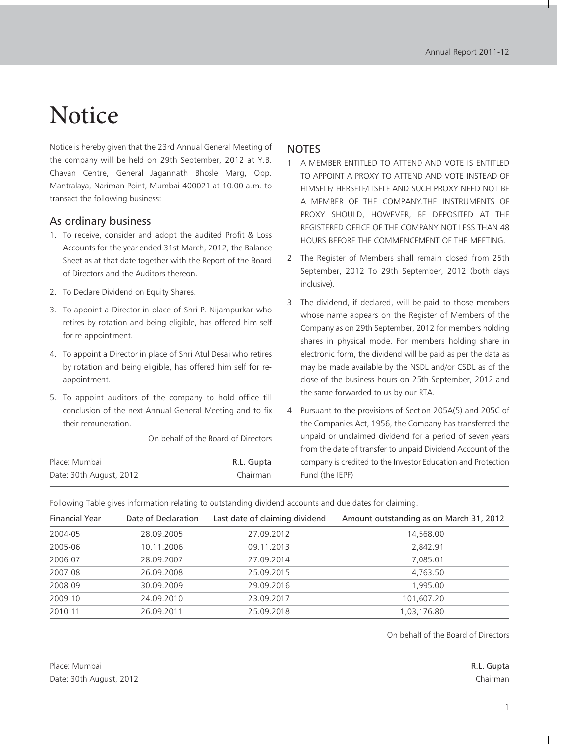# Notice

Notice is hereby given that the 23rd Annual General Meeting of the company will be held on 29th September, 2012 at Y.B. Chavan Centre, General Jagannath Bhosle Marg, Opp. Mantralaya, Nariman Point, Mumbai-400021 at 10.00 a.m. to transact the following business:

## As ordinary business

1. To receive, consider and adopt the audited Profit & Loss Accounts for the year ended 31st March, 2012, the Balance Sheet as at that date together with the Report of the Board of Directors and the Auditors thereon.
2. To Declare Dividend on Equity Shares.
3. To appoint a Director in place of Shri P. Nijampurkar who retires by rotation and being eligible, has offered him self for re-appointment.
4. To appoint a Director in place of Shri Atul Desai who retires by rotation and being eligible, has offered him self for re-appointment.
5. To appoint auditors of the company to hold office till conclusion of the next Annual General Meeting and to fix their remuneration.

On behalf of the Board of Directors

Place: Mumbai
Date: 30th August, 2012

R.L. Gupta
Chairman

## NOTES

1. A MEMBER ENTITLED TO ATTEND AND VOTE IS ENTITLED TO APPOINT A PROXY TO ATTEND AND VOTE INSTEAD OF HIMSELF/ HERSELF/ITSELF AND SUCH PROXY NEED NOT BE A MEMBER OF THE COMPANY.THE INSTRUMENTS OF PROXY SHOULD, HOWEVER, BE DEPOSITED AT THE REGISTERED OFFICE OF THE COMPANY NOT LESS THAN 48 HOURS BEFORE THE COMMENCEMENT OF THE MEETING.
2. The Register of Members shall remain closed from 25th September, 2012 To 29th September, 2012 (both days inclusive).
3. The dividend, if declared, will be paid to those members whose name appears on the Register of Members of the Company as on 29th September, 2012 for members holding shares in physical mode. For members holding share in electronic form, the dividend will be paid as per the data as may be made available by the NSDL and/or CSDL as of the close of the business hours on 25th September, 2012 and the same forwarded to us by our RTA.
4. Pursuant to the provisions of Section 205A(5) and 205C of the Companies Act, 1956, the Company has transferred the unpaid or unclaimed dividend for a period of seven years from the date of transfer to unpaid Dividend Account of the company is credited to the Investor Education and Protection Fund (the IEPF)

Following Table gives information relating to outstanding dividend accounts and due dates for claiming.

| Financial Year | Date of Declaration | Last date of claiming dividend | Amount outstanding as on March 31, 2012 |
|---|---|---|---|
| 2004-05 | 28.09.2005 | 27.09.2012 | 14,568.00 |
| 2005-06 | 10.11.2006 | 09.11.2013 | 2,842.91 |
| 2006-07 | 28.09.2007 | 27.09.2014 | 7,085.01 |
| 2007-08 | 26.09.2008 | 25.09.2015 | 4,763.50 |
| 2008-09 | 30.09.2009 | 29.09.2016 | 1,995.00 |
| 2009-10 | 24.09.2010 | 23.09.2017 | 101,607.20 |
| 2010-11 | 26.09.2011 | 25.09.2018 | 1,03,176.80 |

On behalf of the Board of Directors

Place: Mumbai
Date: 30th August, 2012

R.L. Gupta
Chairman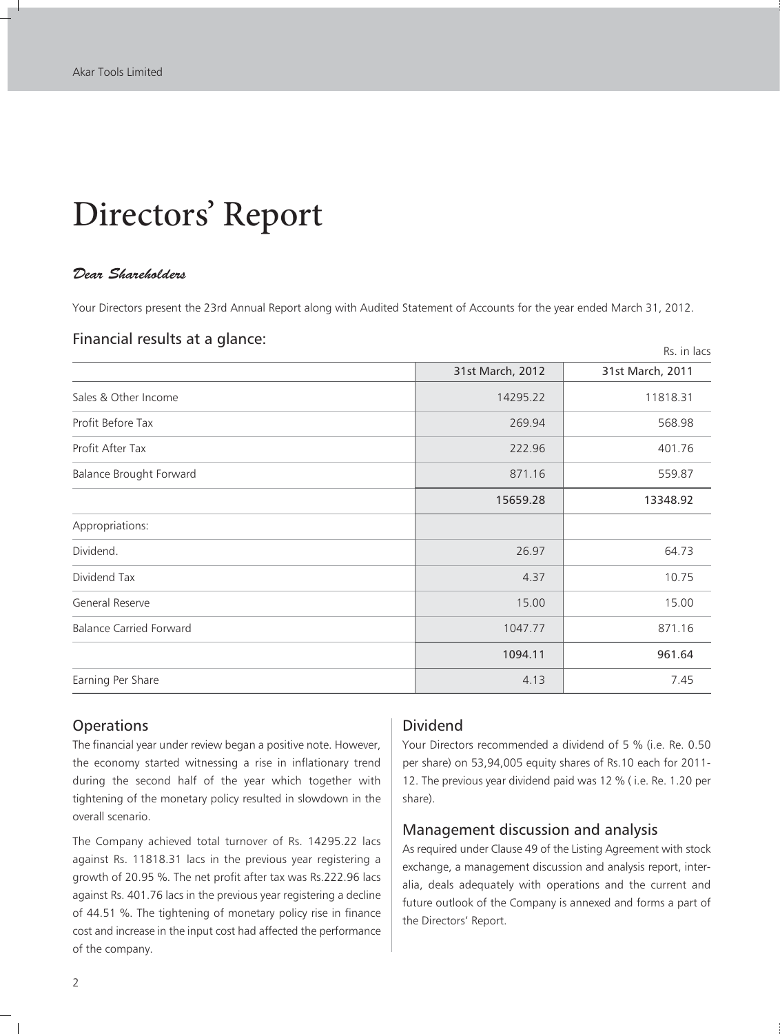# Directors' Report

*Dear Shareholders*

Your Directors present the 23rd Annual Report along with Audited Statement of Accounts for the year ended March 31, 2012.

## Financial results at a glance:

Rs. in lacs

| | 31st March, 2012 | 31st March, 2011 |
|---|---|---|
| Sales & Other Income | 14295.22 | 11818.31 |
| Profit Before Tax | 269.94 | 568.98 |
| Profit After Tax | 222.96 | 401.76 |
| Balance Brought Forward | 871.16 | 559.87 |
| | **15659.28** | **13348.92** |
| Appropriations: | | |
| Dividend. | 26.97 | 64.73 |
| Dividend Tax | 4.37 | 10.75 |
| General Reserve | 15.00 | 15.00 |
| Balance Carried Forward | 1047.77 | 871.16 |
| | **1094.11** | **961.64** |
| Earning Per Share | 4.13 | 7.45 |

## Operations

The financial year under review began a positive note. However, the economy started witnessing a rise in inflationary trend during the second half of the year which together with tightening of the monetary policy resulted in slowdown in the overall scenario.

The Company achieved total turnover of Rs. 14295.22 lacs against Rs. 11818.31 lacs in the previous year registering a growth of 20.95 %. The net profit after tax was Rs.222.96 lacs against Rs. 401.76 lacs in the previous year registering a decline of 44.51 %. The tightening of monetary policy rise in finance cost and increase in the input cost had affected the performance of the company.

## Dividend

Your Directors recommended a dividend of 5 % (i.e. Re. 0.50 per share) on 53,94,005 equity shares of Rs.10 each for 2011-12. The previous year dividend paid was 12 % ( i.e. Re. 1.20 per share).

## Management discussion and analysis

As required under Clause 49 of the Listing Agreement with stock exchange, a management discussion and analysis report, inter-alia, deals adequately with operations and the current and future outlook of the Company is annexed and forms a part of the Directors' Report.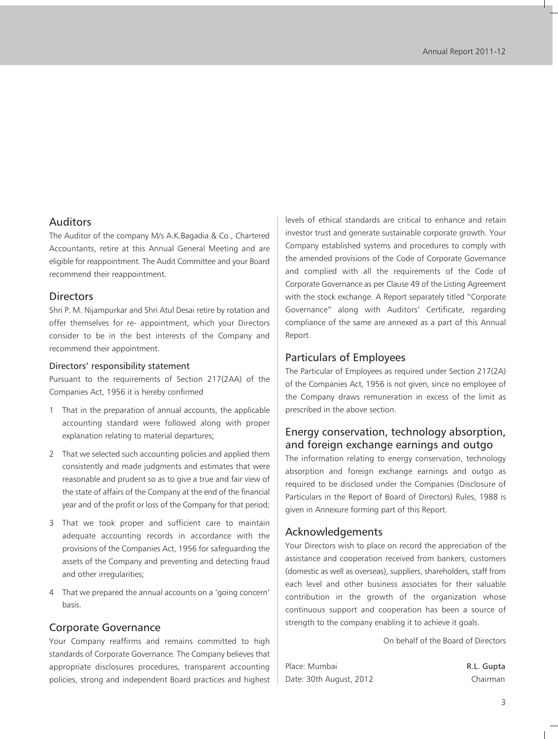## Auditors

The Auditor of the company M/s A.K.Bagadia & Co., Chartered Accountants, retire at this Annual General Meeting and are eligible for reappointment. The Audit Committee and your Board recommend their reappointment.

## Directors

Shri P. M. Nijampurkar and Shri Atul Desai retire by rotation and offer themselves for re- appointment, which your Directors consider to be in the best interests of the Company and recommend their appointment.

### Directors' responsibility statement

Pursuant to the requirements of Section 217(2AA) of the Companies Act, 1956 it is hereby confirmed

1. That in the preparation of annual accounts, the applicable accounting standard were followed along with proper explanation relating to material departures;
2. That we selected such accounting policies and applied them consistently and made judgments and estimates that were reasonable and prudent so as to give a true and fair view of the state of affairs of the Company at the end of the financial year and of the profit or loss of the Company for that period;
3. That we took proper and sufficient care to maintain adequate accounting records in accordance with the provisions of the Companies Act, 1956 for safeguarding the assets of the Company and preventing and detecting fraud and other irregularities;
4. That we prepared the annual accounts on a 'going concern' basis.

## Corporate Governance

Your Company reaffirms and remains committed to high standards of Corporate Governance. The Company believes that appropriate disclosures procedures, transparent accounting policies, strong and independent Board practices and highest levels of ethical standards are critical to enhance and retain investor trust and generate sustainable corporate growth. Your Company established systems and procedures to comply with the amended provisions of the Code of Corporate Governance and complied with all the requirements of the Code of Corporate Governance as per Clause 49 of the Listing Agreement with the stock exchange. A Report separately titled "Corporate Governance" along with Auditors' Certificate, regarding compliance of the same are annexed as a part of this Annual Report.

## Particulars of Employees

The Particular of Employees as required under Section 217(2A) of the Companies Act, 1956 is not given, since no employee of the Company draws remuneration in excess of the limit as prescribed in the above section.

## Energy conservation, technology absorption, and foreign exchange earnings and outgo

The information relating to energy conservation, technology absorption and foreign exchange earnings and outgo as required to be disclosed under the Companies (Disclosure of Particulars in the Report of Board of Directors) Rules, 1988 is given in Annexure forming part of this Report.

## Acknowledgements

Your Directors wish to place on record the appreciation of the assistance and cooperation received from bankers, customers (domestic as well as overseas), suppliers, shareholders, staff from each level and other business associates for their valuable contribution in the growth of the organization whose continuous support and cooperation has been a source of strength to the company enabling it to achieve it goals.

On behalf of the Board of Directors

Place: Mumbai
Date: 30th August, 2012

**R.L. Gupta**
Chairman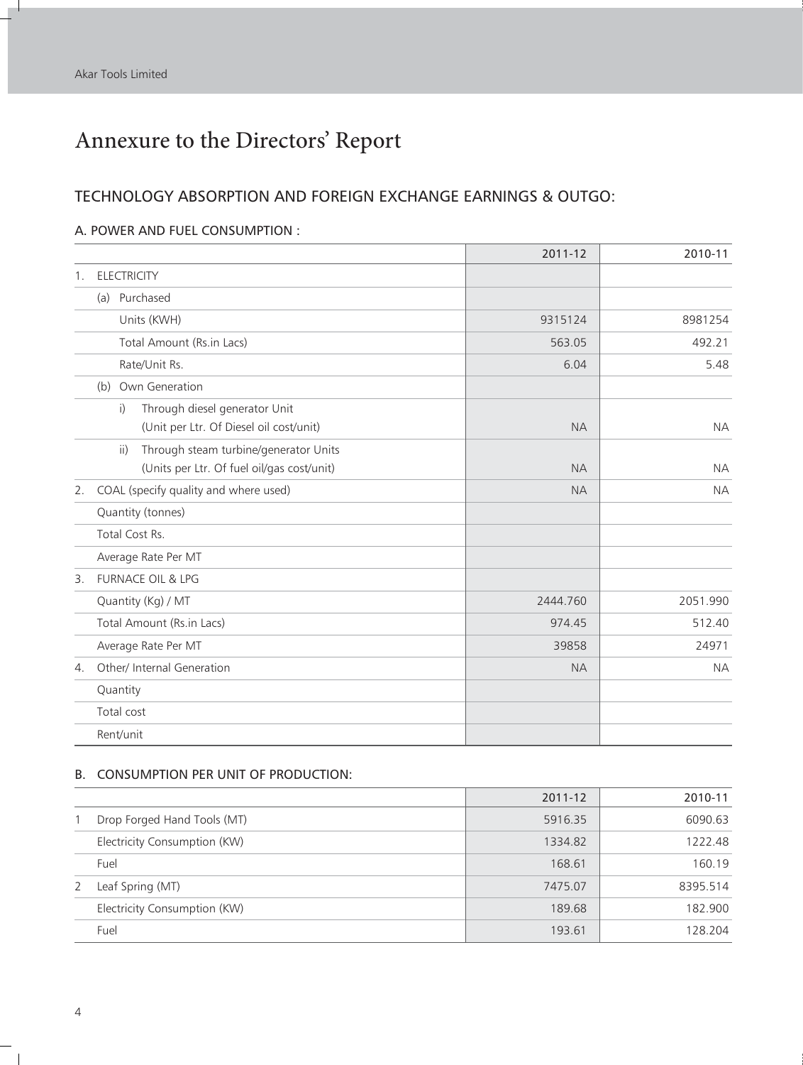# Annexure to the Directors' Report

## TECHNOLOGY ABSORPTION AND FOREIGN EXCHANGE EARNINGS & OUTGO:

### A. POWER AND FUEL CONSUMPTION :

| | 2011-12 | 2010-11 |
|---|---|---|
| 1. ELECTRICITY | | |
| (a) Purchased | | |
| Units (KWH) | 9315124 | 8981254 |
| Total Amount (Rs.in Lacs) | 563.05 | 492.21 |
| Rate/Unit Rs. | 6.04 | 5.48 |
| (b) Own Generation | | |
| i) Through diesel generator Unit (Unit per Ltr. Of Diesel oil cost/unit) | NA | NA |
| ii) Through steam turbine/generator Units (Units per Ltr. Of fuel oil/gas cost/unit) | NA | NA |
| 2. COAL (specify quality and where used) | NA | NA |
| Quantity (tonnes) | | |
| Total Cost Rs. | | |
| Average Rate Per MT | | |
| 3. FURNACE OIL & LPG | | |
| Quantity (Kg) / MT | 2444.760 | 2051.990 |
| Total Amount (Rs.in Lacs) | 974.45 | 512.40 |
| Average Rate Per MT | 39858 | 24971 |
| 4. Other/ Internal Generation | NA | NA |
| Quantity | | |
| Total cost | | |
| Rent/unit | | |

### B. CONSUMPTION PER UNIT OF PRODUCTION:

| | 2011-12 | 2010-11 |
|---|---|---|
| 1 Drop Forged Hand Tools (MT) | 5916.35 | 6090.63 |
| Electricity Consumption (KW) | 1334.82 | 1222.48 |
| Fuel | 168.61 | 160.19 |
| 2 Leaf Spring (MT) | 7475.07 | 8395.514 |
| Electricity Consumption (KW) | 189.68 | 182.900 |
| Fuel | 193.61 | 128.204 |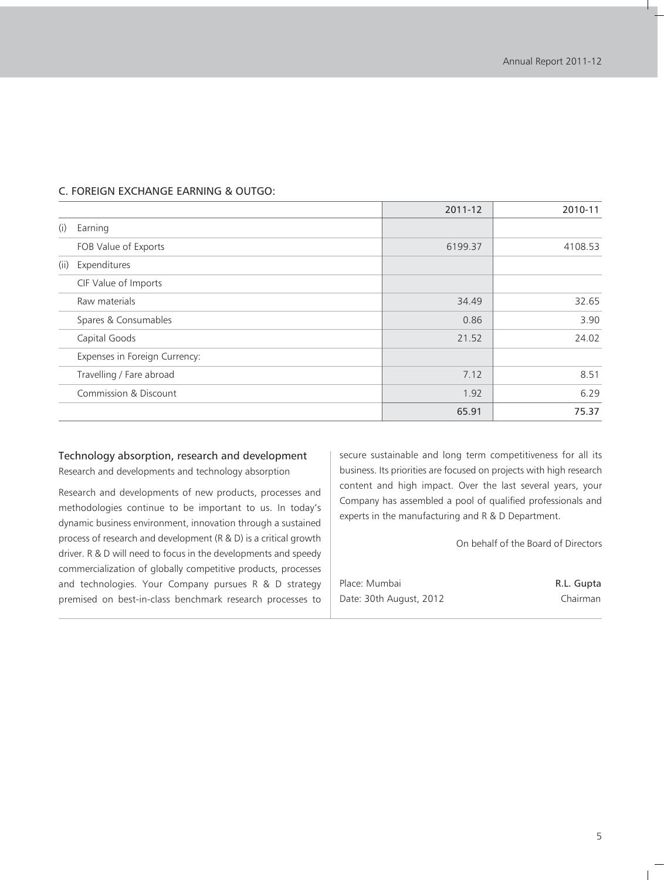## C. FOREIGN EXCHANGE EARNING & OUTGO:

| | | 2011-12 | 2010-11 |
|---|---|---|---|
| (i) | Earning | | |
| | FOB Value of Exports | 6199.37 | 4108.53 |
| (ii) | Expenditures | | |
| | CIF Value of Imports | | |
| | Raw materials | 34.49 | 32.65 |
| | Spares & Consumables | 0.86 | 3.90 |
| | Capital Goods | 21.52 | 24.02 |
| | Expenses in Foreign Currency: | | |
| | Travelling / Fare abroad | 7.12 | 8.51 |
| | Commission & Discount | 1.92 | 6.29 |
| | | 65.91 | 75.37 |

### Technology absorption, research and development

Research and developments and technology absorption

Research and developments of new products, processes and methodologies continue to be important to us. In today's dynamic business environment, innovation through a sustained process of research and development (R & D) is a critical growth driver. R & D will need to focus in the developments and speedy commercialization of globally competitive products, processes and technologies. Your Company pursues R & D strategy premised on best-in-class benchmark research processes to secure sustainable and long term competitiveness for all its business. Its priorities are focused on projects with high research content and high impact. Over the last several years, your Company has assembled a pool of qualified professionals and experts in the manufacturing and R & D Department.

On behalf of the Board of Directors

Place: Mumbai
Date: 30th August, 2012

**R.L. Gupta**
Chairman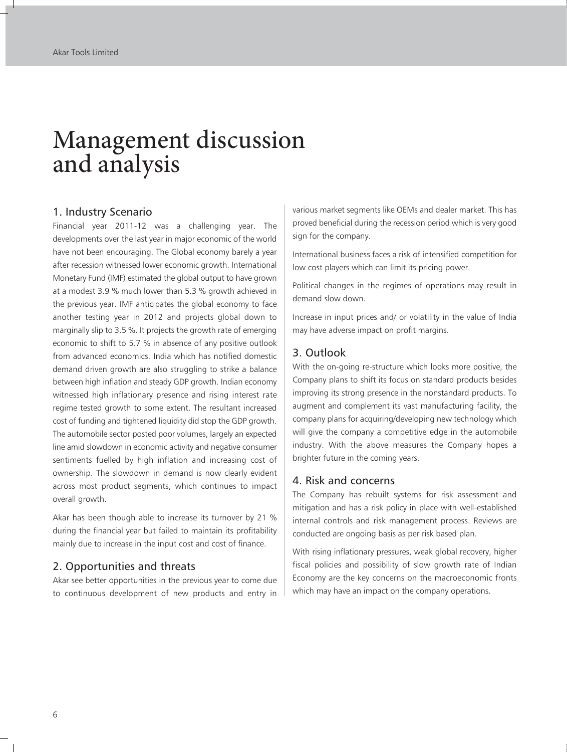# Management discussion and analysis

## 1. Industry Scenario

Financial year 2011-12 was a challenging year. The developments over the last year in major economic of the world have not been encouraging. The Global economy barely a year after recession witnessed lower economic growth. International Monetary Fund (IMF) estimated the global output to have grown at a modest 3.9 % much lower than 5.3 % growth achieved in the previous year. IMF anticipates the global economy to face another testing year in 2012 and projects global down to marginally slip to 3.5 %. It projects the growth rate of emerging economic to shift to 5.7 % in absence of any positive outlook from advanced economics. India which has notified domestic demand driven growth are also struggling to strike a balance between high inflation and steady GDP growth. Indian economy witnessed high inflationary presence and rising interest rate regime tested growth to some extent. The resultant increased cost of funding and tightened liquidity did stop the GDP growth. The automobile sector posted poor volumes, largely an expected line amid slowdown in economic activity and negative consumer sentiments fuelled by high inflation and increasing cost of ownership. The slowdown in demand is now clearly evident across most product segments, which continues to impact overall growth.

Akar has been though able to increase its turnover by 21 % during the financial year but failed to maintain its profitability mainly due to increase in the input cost and cost of finance.

## 2. Opportunities and threats

Akar see better opportunities in the previous year to come due to continuous development of new products and entry in various market segments like OEMs and dealer market. This has proved beneficial during the recession period which is very good sign for the company.

International business faces a risk of intensified competition for low cost players which can limit its pricing power.

Political changes in the regimes of operations may result in demand slow down.

Increase in input prices and/ or volatility in the value of India may have adverse impact on profit margins.

## 3. Outlook

With the on-going re-structure which looks more positive, the Company plans to shift its focus on standard products besides improving its strong presence in the nonstandard products. To augment and complement its vast manufacturing facility, the company plans for acquiring/developing new technology which will give the company a competitive edge in the automobile industry. With the above measures the Company hopes a brighter future in the coming years.

## 4. Risk and concerns

The Company has rebuilt systems for risk assessment and mitigation and has a risk policy in place with well-established internal controls and risk management process. Reviews are conducted are ongoing basis as per risk based plan.

With rising inflationary pressures, weak global recovery, higher fiscal policies and possibility of slow growth rate of Indian Economy are the key concerns on the macroeconomic fronts which may have an impact on the company operations.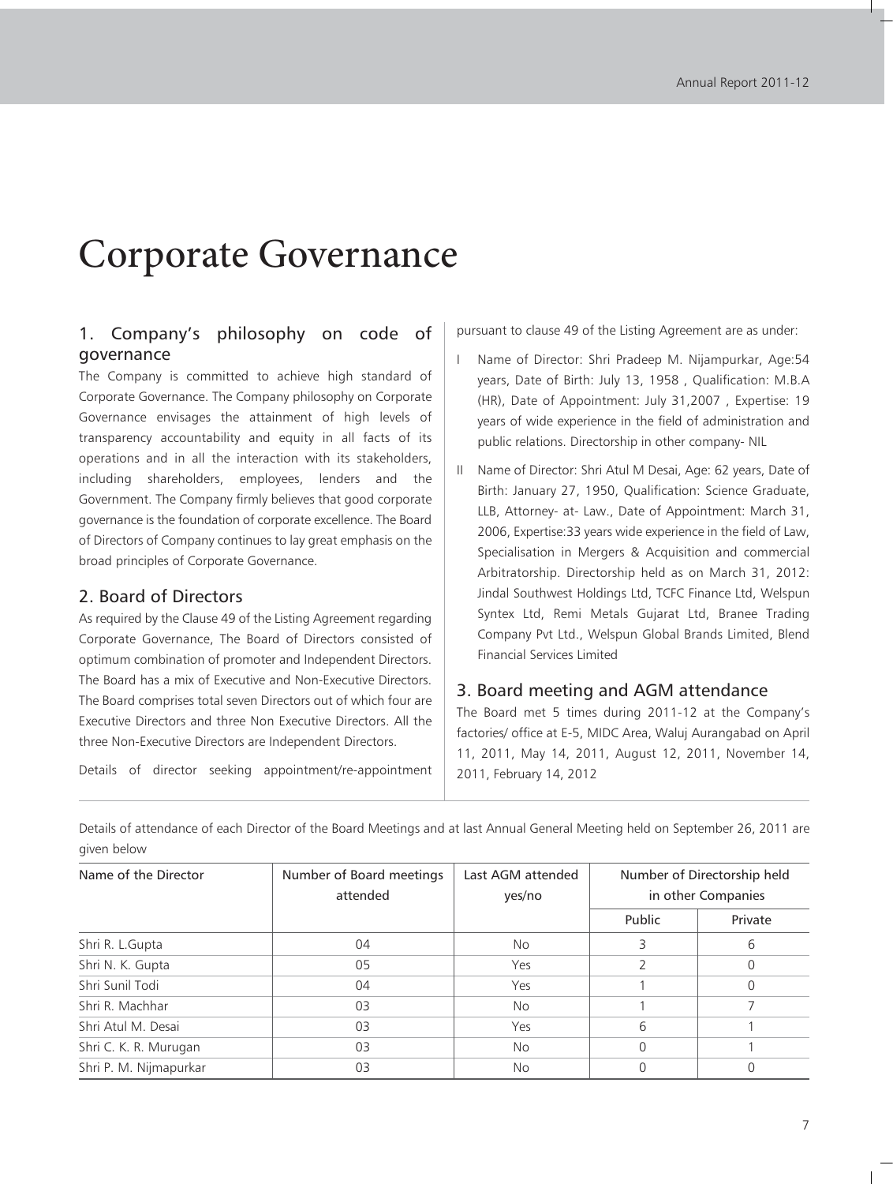# Corporate Governance

## 1. Company's philosophy on code of governance

The Company is committed to achieve high standard of Corporate Governance. The Company philosophy on Corporate Governance envisages the attainment of high levels of transparency accountability and equity in all facts of its operations and in all the interaction with its stakeholders, including shareholders, employees, lenders and the Government. The Company firmly believes that good corporate governance is the foundation of corporate excellence. The Board of Directors of Company continues to lay great emphasis on the broad principles of Corporate Governance.

## 2. Board of Directors

As required by the Clause 49 of the Listing Agreement regarding Corporate Governance, The Board of Directors consisted of optimum combination of promoter and Independent Directors. The Board has a mix of Executive and Non-Executive Directors. The Board comprises total seven Directors out of which four are Executive Directors and three Non Executive Directors. All the three Non-Executive Directors are Independent Directors.

Details of director seeking appointment/re-appointment pursuant to clause 49 of the Listing Agreement are as under:

I Name of Director: Shri Pradeep M. Nijampurkar, Age:54 years, Date of Birth: July 13, 1958 , Qualification: M.B.A (HR), Date of Appointment: July 31,2007 , Expertise: 19 years of wide experience in the field of administration and public relations. Directorship in other company- NIL

II Name of Director: Shri Atul M Desai, Age: 62 years, Date of Birth: January 27, 1950, Qualification: Science Graduate, LLB, Attorney- at- Law., Date of Appointment: March 31, 2006, Expertise:33 years wide experience in the field of Law, Specialisation in Mergers & Acquisition and commercial Arbitratorship. Directorship held as on March 31, 2012: Jindal Southwest Holdings Ltd, TCFC Finance Ltd, Welspun Syntex Ltd, Remi Metals Gujarat Ltd, Branee Trading Company Pvt Ltd., Welspun Global Brands Limited, Blend Financial Services Limited

## 3. Board meeting and AGM attendance

The Board met 5 times during 2011-12 at the Company's factories/ office at E-5, MIDC Area, Waluj Aurangabad on April 11, 2011, May 14, 2011, August 12, 2011, November 14, 2011, February 14, 2012

Details of attendance of each Director of the Board Meetings and at last Annual General Meeting held on September 26, 2011 are given below

| Name of the Director | Number of Board meetings attended | Last AGM attended yes/no | Number of Directorship held in other Companies | |
|---|---|---|---|---|
| | | | Public | Private |
| Shri R. L.Gupta | 04 | No | 3 | 6 |
| Shri N. K. Gupta | 05 | Yes | 2 | 0 |
| Shri Sunil Todi | 04 | Yes | 1 | 0 |
| Shri R. Machhar | 03 | No | 1 | 7 |
| Shri Atul M. Desai | 03 | Yes | 6 | 1 |
| Shri C. K. R. Murugan | 03 | No | 0 | 1 |
| Shri P. M. Nijmapurkar | 03 | No | 0 | 0 |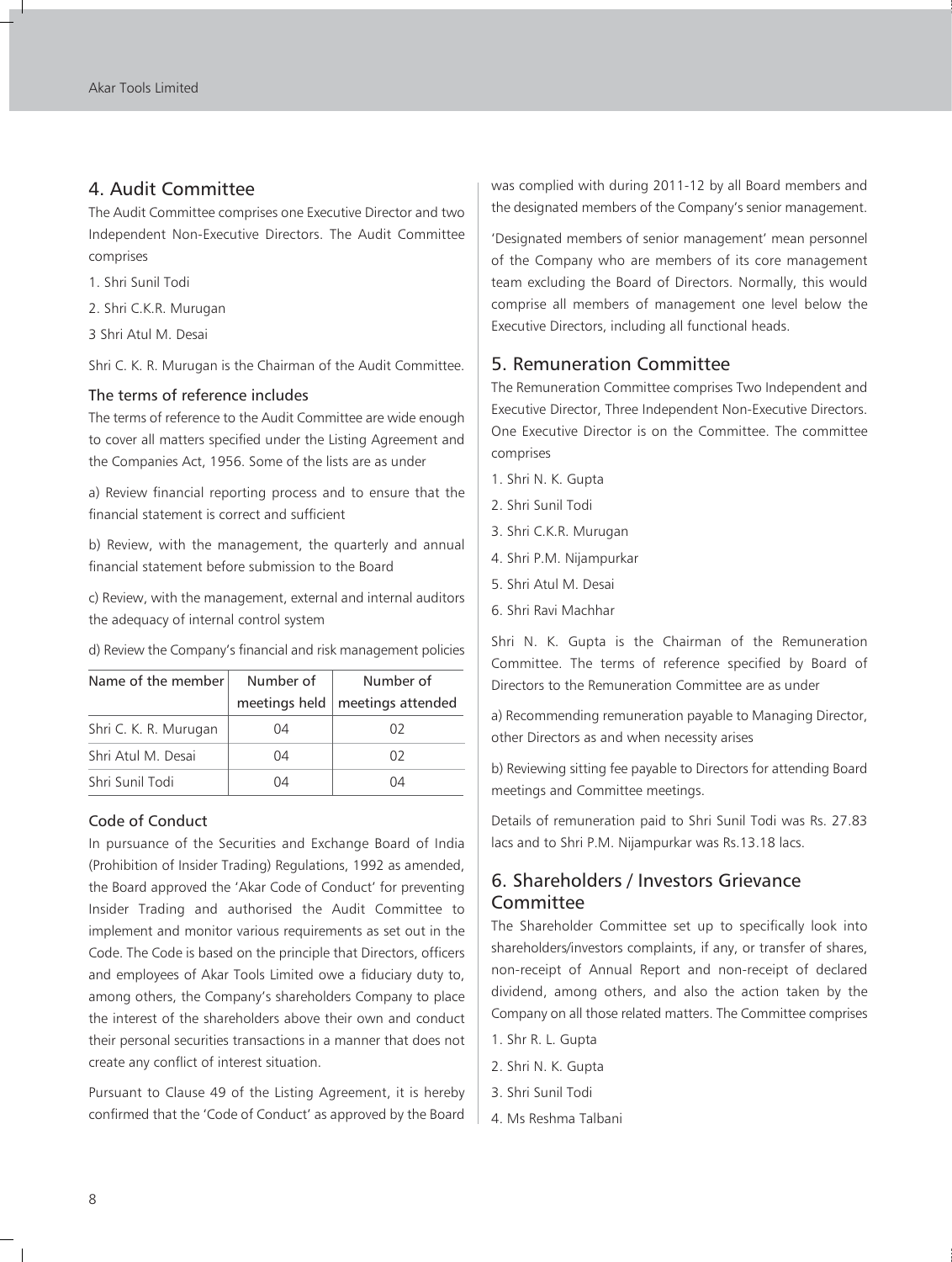## 4. Audit Committee

The Audit Committee comprises one Executive Director and two Independent Non-Executive Directors. The Audit Committee comprises

1. Shri Sunil Todi
2. Shri C.K.R. Murugan
3 Shri Atul M. Desai

Shri C. K. R. Murugan is the Chairman of the Audit Committee.

### The terms of reference includes

The terms of reference to the Audit Committee are wide enough to cover all matters specified under the Listing Agreement and the Companies Act, 1956. Some of the lists are as under

a) Review financial reporting process and to ensure that the financial statement is correct and sufficient

b) Review, with the management, the quarterly and annual financial statement before submission to the Board

c) Review, with the management, external and internal auditors the adequacy of internal control system

d) Review the Company's financial and risk management policies

| Name of the member | Number of meetings held | Number of meetings attended |
|---|---|---|
| Shri C. K. R. Murugan | 04 | 02 |
| Shri Atul M. Desai | 04 | 02 |
| Shri Sunil Todi | 04 | 04 |

### Code of Conduct

In pursuance of the Securities and Exchange Board of India (Prohibition of Insider Trading) Regulations, 1992 as amended, the Board approved the 'Akar Code of Conduct' for preventing Insider Trading and authorised the Audit Committee to implement and monitor various requirements as set out in the Code. The Code is based on the principle that Directors, officers and employees of Akar Tools Limited owe a fiduciary duty to, among others, the Company's shareholders Company to place the interest of the shareholders above their own and conduct their personal securities transactions in a manner that does not create any conflict of interest situation.

Pursuant to Clause 49 of the Listing Agreement, it is hereby confirmed that the 'Code of Conduct' as approved by the Board was complied with during 2011-12 by all Board members and the designated members of the Company's senior management.

'Designated members of senior management' mean personnel of the Company who are members of its core management team excluding the Board of Directors. Normally, this would comprise all members of management one level below the Executive Directors, including all functional heads.

## 5. Remuneration Committee

The Remuneration Committee comprises Two Independent and Executive Director, Three Independent Non-Executive Directors. One Executive Director is on the Committee. The committee comprises

1. Shri N. K. Gupta
2. Shri Sunil Todi
3. Shri C.K.R. Murugan
4. Shri P.M. Nijampurkar
5. Shri Atul M. Desai
6. Shri Ravi Machhar

Shri N. K. Gupta is the Chairman of the Remuneration Committee. The terms of reference specified by Board of Directors to the Remuneration Committee are as under

a) Recommending remuneration payable to Managing Director, other Directors as and when necessity arises

b) Reviewing sitting fee payable to Directors for attending Board meetings and Committee meetings.

Details of remuneration paid to Shri Sunil Todi was Rs. 27.83 lacs and to Shri P.M. Nijampurkar was Rs.13.18 lacs.

## 6. Shareholders / Investors Grievance Committee

The Shareholder Committee set up to specifically look into shareholders/investors complaints, if any, or transfer of shares, non-receipt of Annual Report and non-receipt of declared dividend, among others, and also the action taken by the Company on all those related matters. The Committee comprises

1. Shr R. L. Gupta
2. Shri N. K. Gupta
3. Shri Sunil Todi
4. Ms Reshma Talbani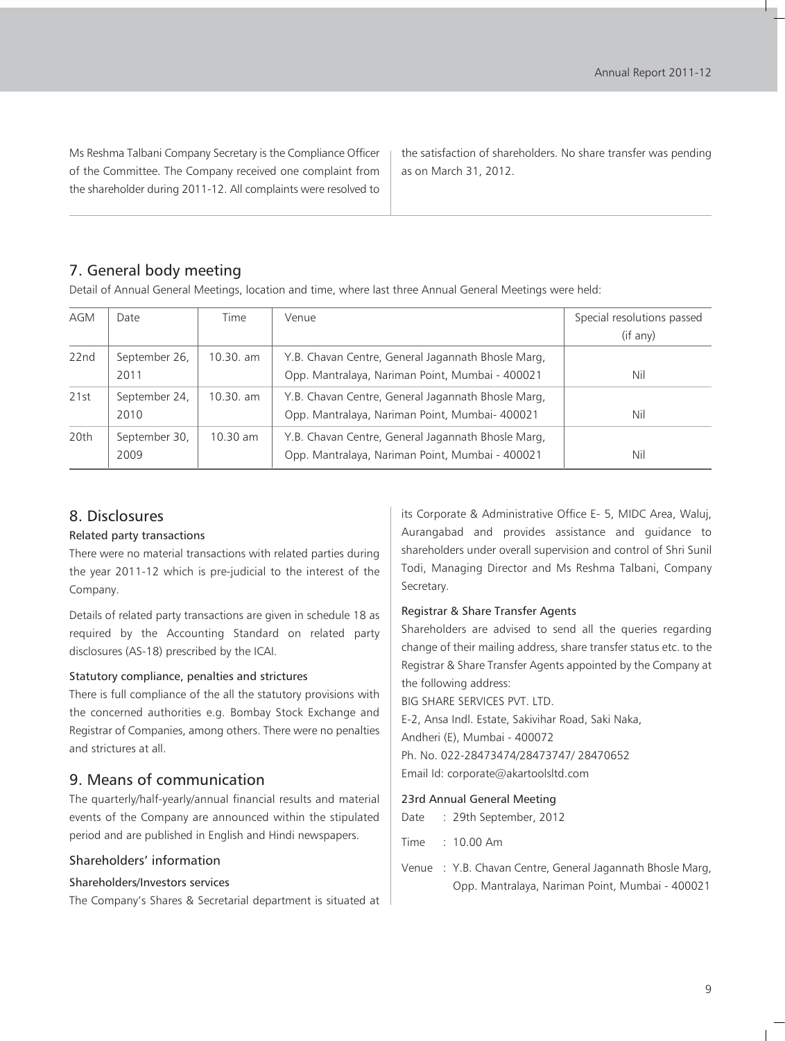Ms Reshma Talbani Company Secretary is the Compliance Officer of the Committee. The Company received one complaint from the shareholder during 2011-12. All complaints were resolved to the satisfaction of shareholders. No share transfer was pending as on March 31, 2012.

## 7. General body meeting

Detail of Annual General Meetings, location and time, where last three Annual General Meetings were held:

| AGM | Date | Time | Venue | Special resolutions passed (if any) |
|---|---|---|---|---|
| 22nd | September 26, 2011 | 10.30. am | Y.B. Chavan Centre, General Jagannath Bhosle Marg, Opp. Mantralaya, Nariman Point, Mumbai - 400021 | Nil |
| 21st | September 24, 2010 | 10.30. am | Y.B. Chavan Centre, General Jagannath Bhosle Marg, Opp. Mantralaya, Nariman Point, Mumbai- 400021 | Nil |
| 20th | September 30, 2009 | 10.30 am | Y.B. Chavan Centre, General Jagannath Bhosle Marg, Opp. Mantralaya, Nariman Point, Mumbai - 400021 | Nil |

## 8. Disclosures

### Related party transactions

There were no material transactions with related parties during the year 2011-12 which is pre-judicial to the interest of the Company.

Details of related party transactions are given in schedule 18 as required by the Accounting Standard on related party disclosures (AS-18) prescribed by the ICAI.

### Statutory compliance, penalties and strictures

There is full compliance of the all the statutory provisions with the concerned authorities e.g. Bombay Stock Exchange and Registrar of Companies, among others. There were no penalties and strictures at all.

## 9. Means of communication

The quarterly/half-yearly/annual financial results and material events of the Company are announced within the stipulated period and are published in English and Hindi newspapers.

### Shareholders' information

#### Shareholders/Investors services

The Company's Shares & Secretarial department is situated at its Corporate & Administrative Office E- 5, MIDC Area, Waluj, Aurangabad and provides assistance and guidance to shareholders under overall supervision and control of Shri Sunil Todi, Managing Director and Ms Reshma Talbani, Company Secretary.

#### Registrar & Share Transfer Agents

Shareholders are advised to send all the queries regarding change of their mailing address, share transfer status etc. to the Registrar & Share Transfer Agents appointed by the Company at the following address:

BIG SHARE SERVICES PVT. LTD.
E-2, Ansa Indl. Estate, Sakivihar Road, Saki Naka,
Andheri (E), Mumbai - 400072
Ph. No. 022-28473474/28473747/ 28470652
Email Id: corporate@akartoolsltd.com

#### 23rd Annual General Meeting

Date : 29th September, 2012

Time : 10.00 Am

Venue : Y.B. Chavan Centre, General Jagannath Bhosle Marg, Opp. Mantralaya, Nariman Point, Mumbai - 400021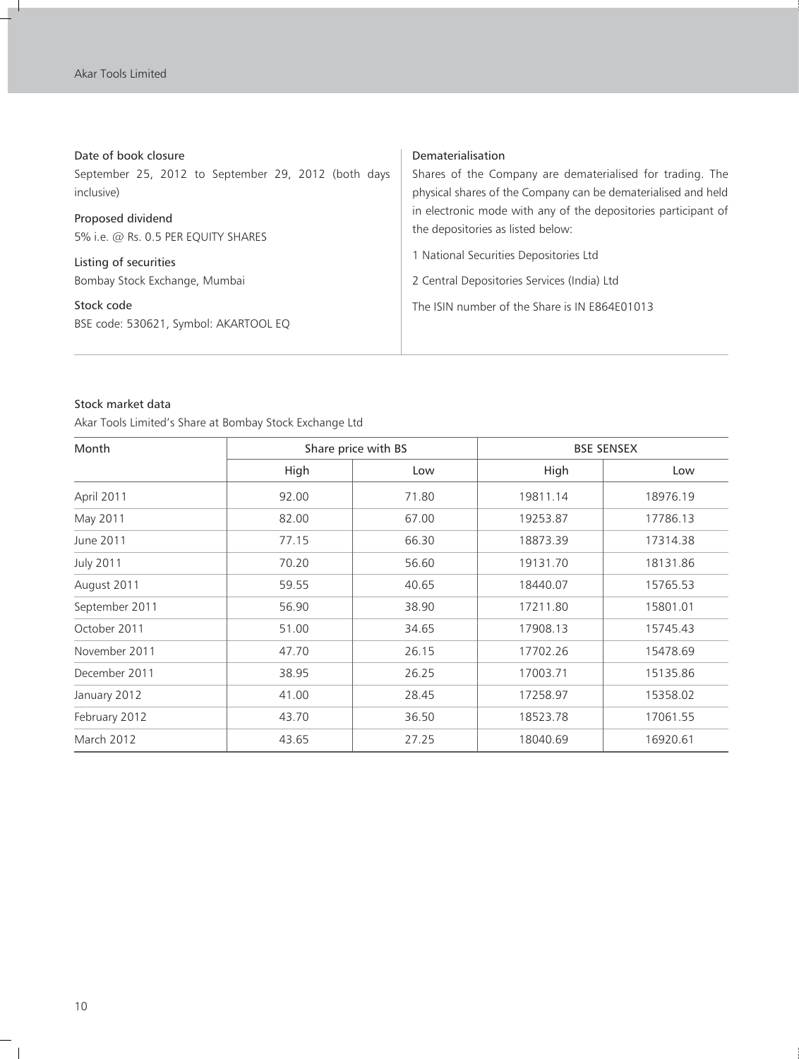**Date of book closure**

September 25, 2012 to September 29, 2012 (both days inclusive)

**Proposed dividend**

5% i.e. @ Rs. 0.5 PER EQUITY SHARES

**Listing of securities**

Bombay Stock Exchange, Mumbai

**Stock code**

BSE code: 530621, Symbol: AKARTOOL EQ

**Dematerialisation**

Shares of the Company are dematerialised for trading. The physical shares of the Company can be dematerialised and held in electronic mode with any of the depositories participant of the depositories as listed below:

1 National Securities Depositories Ltd

2 Central Depositories Services (India) Ltd

The ISIN number of the Share is IN E864E01013

## Stock market data

Akar Tools Limited's Share at Bombay Stock Exchange Ltd

| Month | Share price with BS | | BSE SENSEX | |
|---|---|---|---|---|
| | High | Low | High | Low |
| April 2011 | 92.00 | 71.80 | 19811.14 | 18976.19 |
| May 2011 | 82.00 | 67.00 | 19253.87 | 17786.13 |
| June 2011 | 77.15 | 66.30 | 18873.39 | 17314.38 |
| July 2011 | 70.20 | 56.60 | 19131.70 | 18131.86 |
| August 2011 | 59.55 | 40.65 | 18440.07 | 15765.53 |
| September 2011 | 56.90 | 38.90 | 17211.80 | 15801.01 |
| October 2011 | 51.00 | 34.65 | 17908.13 | 15745.43 |
| November 2011 | 47.70 | 26.15 | 17702.26 | 15478.69 |
| December 2011 | 38.95 | 26.25 | 17003.71 | 15135.86 |
| January 2012 | 41.00 | 28.45 | 17258.97 | 15358.02 |
| February 2012 | 43.70 | 36.50 | 18523.78 | 17061.55 |
| March 2012 | 43.65 | 27.25 | 18040.69 | 16920.61 |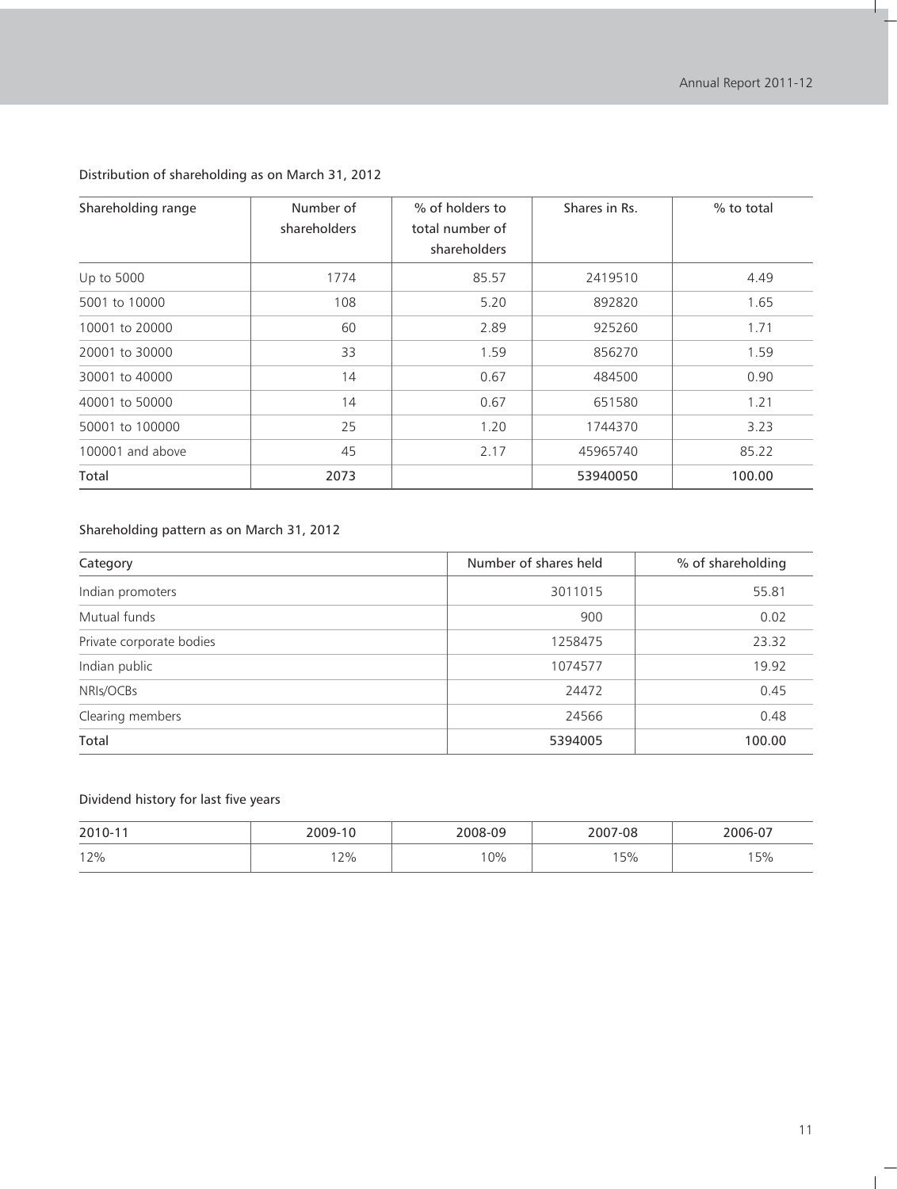Distribution of shareholding as on March 31, 2012

| Shareholding range | Number of shareholders | % of holders to total number of shareholders | Shares in Rs. | % to total |
|---|---|---|---|---|
| Up to 5000 | 1774 | 85.57 | 2419510 | 4.49 |
| 5001 to 10000 | 108 | 5.20 | 892820 | 1.65 |
| 10001 to 20000 | 60 | 2.89 | 925260 | 1.71 |
| 20001 to 30000 | 33 | 1.59 | 856270 | 1.59 |
| 30001 to 40000 | 14 | 0.67 | 484500 | 0.90 |
| 40001 to 50000 | 14 | 0.67 | 651580 | 1.21 |
| 50001 to 100000 | 25 | 1.20 | 1744370 | 3.23 |
| 100001 and above | 45 | 2.17 | 45965740 | 85.22 |
| Total | 2073 | | 53940050 | 100.00 |

Shareholding pattern as on March 31, 2012

| Category | Number of shares held | % of shareholding |
|---|---|---|
| Indian promoters | 3011015 | 55.81 |
| Mutual funds | 900 | 0.02 |
| Private corporate bodies | 1258475 | 23.32 |
| Indian public | 1074577 | 19.92 |
| NRIs/OCBs | 24472 | 0.45 |
| Clearing members | 24566 | 0.48 |
| Total | 5394005 | 100.00 |

Dividend history for last five years

| 2010-11 | 2009-10 | 2008-09 | 2007-08 | 2006-07 |
|---|---|---|---|---|
| 12% | 12% | 10% | 15% | 15% |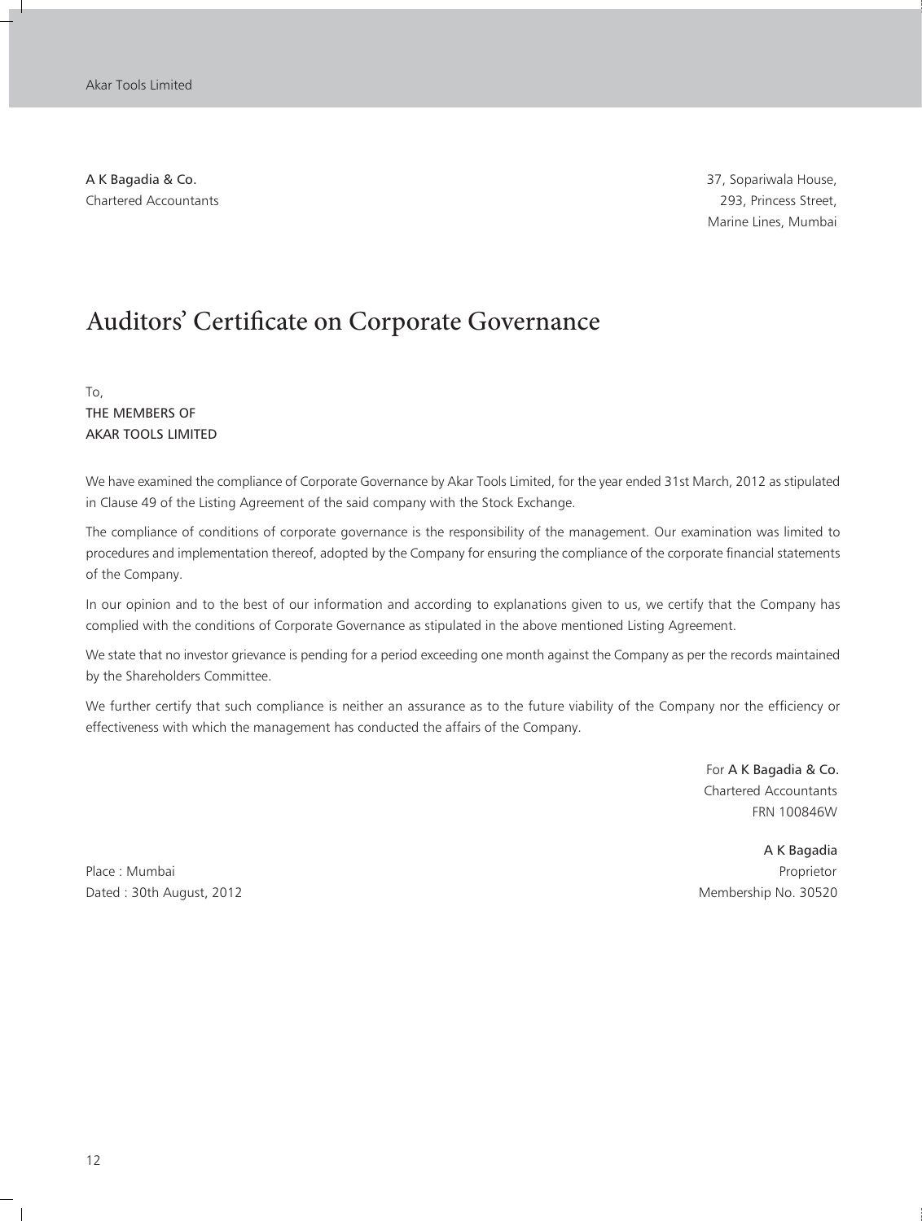**A K Bagadia & Co.**
Chartered Accountants

37, Sopariwala House,
293, Princess Street,
Marine Lines, Mumbai

# Auditors' Certificate on Corporate Governance

To,
THE MEMBERS OF
AKAR TOOLS LIMITED

We have examined the compliance of Corporate Governance by Akar Tools Limited, for the year ended 31st March, 2012 as stipulated in Clause 49 of the Listing Agreement of the said company with the Stock Exchange.

The compliance of conditions of corporate governance is the responsibility of the management. Our examination was limited to procedures and implementation thereof, adopted by the Company for ensuring the compliance of the corporate financial statements of the Company.

In our opinion and to the best of our information and according to explanations given to us, we certify that the Company has complied with the conditions of Corporate Governance as stipulated in the above mentioned Listing Agreement.

We state that no investor grievance is pending for a period exceeding one month against the Company as per the records maintained by the Shareholders Committee.

We further certify that such compliance is neither an assurance as to the future viability of the Company nor the efficiency or effectiveness with which the management has conducted the affairs of the Company.

For **A K Bagadia & Co.**
Chartered Accountants
FRN 100846W

**A K Bagadia**
Proprietor
Membership No. 30520

Place : Mumbai
Dated : 30th August, 2012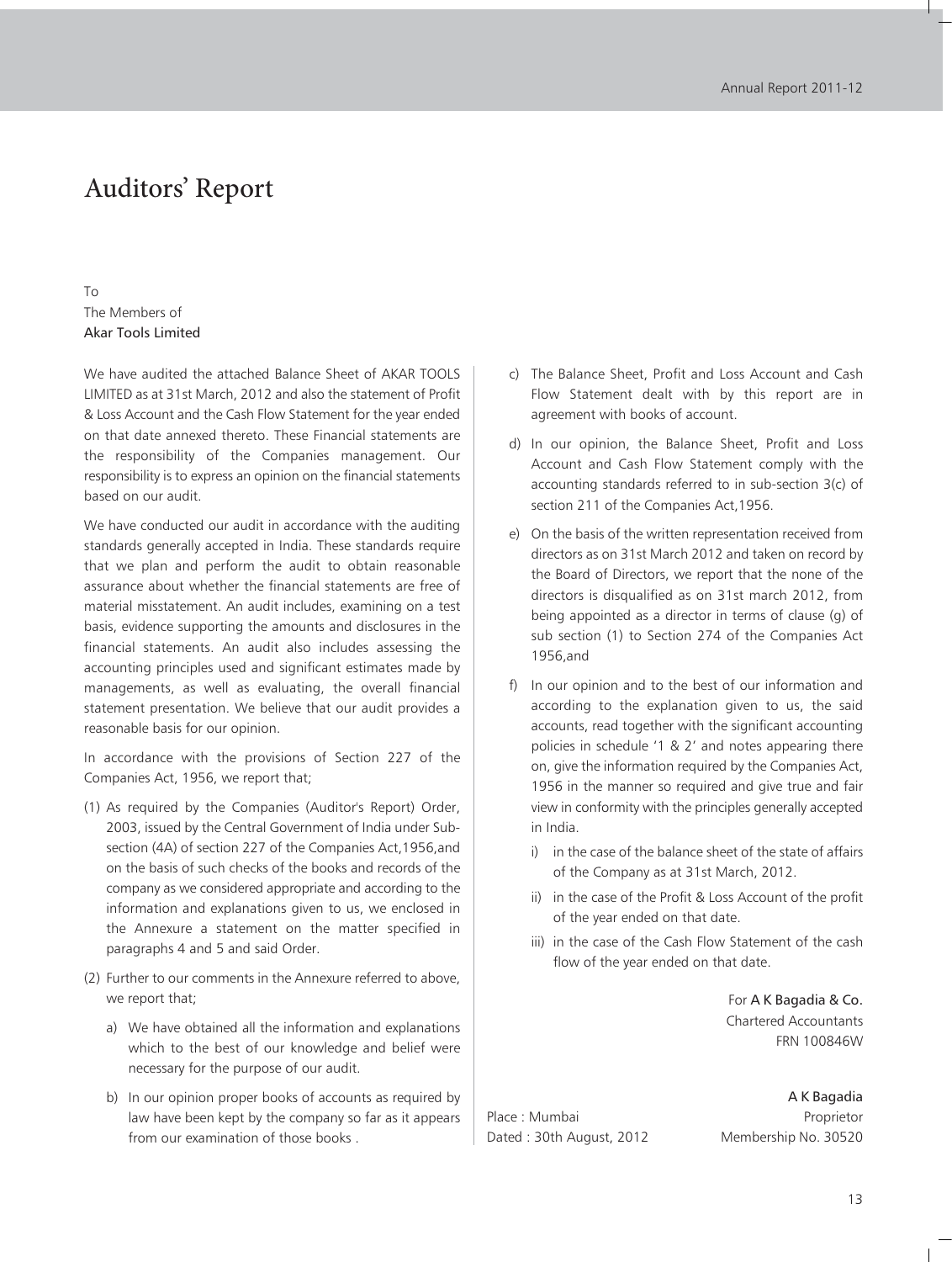# Auditors' Report

To
The Members of
Akar Tools Limited

We have audited the attached Balance Sheet of AKAR TOOLS LIMITED as at 31st March, 2012 and also the statement of Profit & Loss Account and the Cash Flow Statement for the year ended on that date annexed thereto. These Financial statements are the responsibility of the Companies management. Our responsibility is to express an opinion on the financial statements based on our audit.

We have conducted our audit in accordance with the auditing standards generally accepted in India. These standards require that we plan and perform the audit to obtain reasonable assurance about whether the financial statements are free of material misstatement. An audit includes, examining on a test basis, evidence supporting the amounts and disclosures in the financial statements. An audit also includes assessing the accounting principles used and significant estimates made by managements, as well as evaluating, the overall financial statement presentation. We believe that our audit provides a reasonable basis for our opinion.

In accordance with the provisions of Section 227 of the Companies Act, 1956, we report that;

(1) As required by the Companies (Auditor's Report) Order, 2003, issued by the Central Government of India under Sub-section (4A) of section 227 of the Companies Act,1956,and on the basis of such checks of the books and records of the company as we considered appropriate and according to the information and explanations given to us, we enclosed in the Annexure a statement on the matter specified in paragraphs 4 and 5 and said Order.

(2) Further to our comments in the Annexure referred to above, we report that;

   a) We have obtained all the information and explanations which to the best of our knowledge and belief were necessary for the purpose of our audit.

   b) In our opinion proper books of accounts as required by law have been kept by the company so far as it appears from our examination of those books .

   c) The Balance Sheet, Profit and Loss Account and Cash Flow Statement dealt with by this report are in agreement with books of account.

   d) In our opinion, the Balance Sheet, Profit and Loss Account and Cash Flow Statement comply with the accounting standards referred to in sub-section 3(c) of section 211 of the Companies Act,1956.

   e) On the basis of the written representation received from directors as on 31st March 2012 and taken on record by the Board of Directors, we report that the none of the directors is disqualified as on 31st march 2012, from being appointed as a director in terms of clause (g) of sub section (1) to Section 274 of the Companies Act 1956,and

   f) In our opinion and to the best of our information and according to the explanation given to us, the said accounts, read together with the significant accounting policies in schedule '1 & 2' and notes appearing there on, give the information required by the Companies Act, 1956 in the manner so required and give true and fair view in conformity with the principles generally accepted in India.

      i) in the case of the balance sheet of the state of affairs of the Company as at 31st March, 2012.

      ii) in the case of the Profit & Loss Account of the profit of the year ended on that date.

      iii) in the case of the Cash Flow Statement of the cash flow of the year ended on that date.

For **A K Bagadia & Co.**
Chartered Accountants
FRN 100846W

A K Bagadia
Proprietor
Membership No. 30520

Place : Mumbai
Dated : 30th August, 2012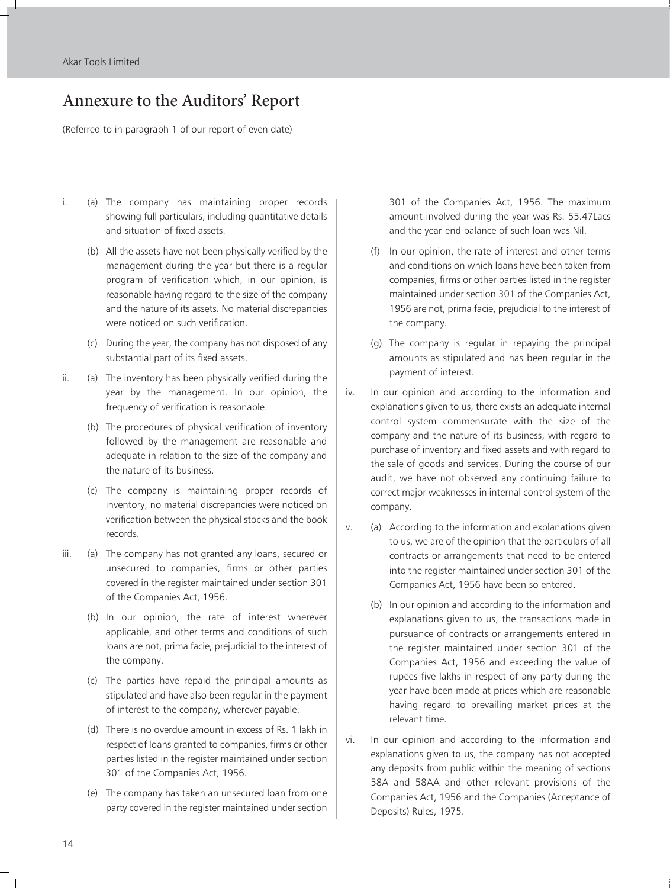# Annexure to the Auditors' Report

(Referred to in paragraph 1 of our report of even date)

i. (a) The company has maintaining proper records showing full particulars, including quantitative details and situation of fixed assets.

   (b) All the assets have not been physically verified by the management during the year but there is a regular program of verification which, in our opinion, is reasonable having regard to the size of the company and the nature of its assets. No material discrepancies were noticed on such verification.

   (c) During the year, the company has not disposed of any substantial part of its fixed assets.

ii. (a) The inventory has been physically verified during the year by the management. In our opinion, the frequency of verification is reasonable.

   (b) The procedures of physical verification of inventory followed by the management are reasonable and adequate in relation to the size of the company and the nature of its business.

   (c) The company is maintaining proper records of inventory, no material discrepancies were noticed on verification between the physical stocks and the book records.

iii. (a) The company has not granted any loans, secured or unsecured to companies, firms or other parties covered in the register maintained under section 301 of the Companies Act, 1956.

   (b) In our opinion, the rate of interest wherever applicable, and other terms and conditions of such loans are not, prima facie, prejudicial to the interest of the company.

   (c) The parties have repaid the principal amounts as stipulated and have also been regular in the payment of interest to the company, wherever payable.

   (d) There is no overdue amount in excess of Rs. 1 lakh in respect of loans granted to companies, firms or other parties listed in the register maintained under section 301 of the Companies Act, 1956.

   (e) The company has taken an unsecured loan from one party covered in the register maintained under section 301 of the Companies Act, 1956. The maximum amount involved during the year was Rs. 55.47Lacs and the year-end balance of such loan was Nil.

   (f) In our opinion, the rate of interest and other terms and conditions on which loans have been taken from companies, firms or other parties listed in the register maintained under section 301 of the Companies Act, 1956 are not, prima facie, prejudicial to the interest of the company.

   (g) The company is regular in repaying the principal amounts as stipulated and has been regular in the payment of interest.

iv. In our opinion and according to the information and explanations given to us, there exists an adequate internal control system commensurate with the size of the company and the nature of its business, with regard to purchase of inventory and fixed assets and with regard to the sale of goods and services. During the course of our audit, we have not observed any continuing failure to correct major weaknesses in internal control system of the company.

v. (a) According to the information and explanations given to us, we are of the opinion that the particulars of all contracts or arrangements that need to be entered into the register maintained under section 301 of the Companies Act, 1956 have been so entered.

   (b) In our opinion and according to the information and explanations given to us, the transactions made in pursuance of contracts or arrangements entered in the register maintained under section 301 of the Companies Act, 1956 and exceeding the value of rupees five lakhs in respect of any party during the year have been made at prices which are reasonable having regard to prevailing market prices at the relevant time.

vi. In our opinion and according to the information and explanations given to us, the company has not accepted any deposits from public within the meaning of sections 58A and 58AA and other relevant provisions of the Companies Act, 1956 and the Companies (Acceptance of Deposits) Rules, 1975.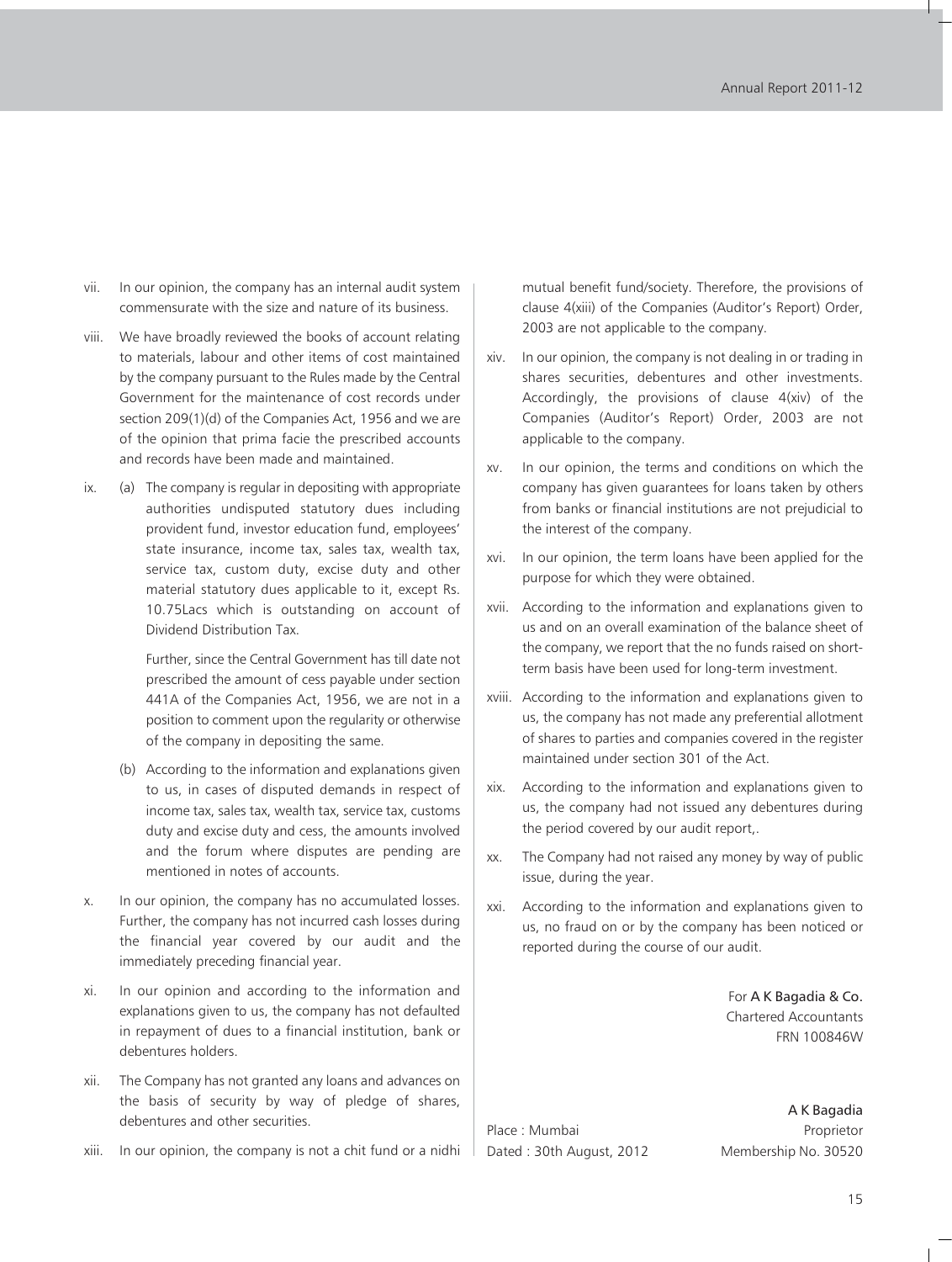vii. In our opinion, the company has an internal audit system commensurate with the size and nature of its business.

viii. We have broadly reviewed the books of account relating to materials, labour and other items of cost maintained by the company pursuant to the Rules made by the Central Government for the maintenance of cost records under section 209(1)(d) of the Companies Act, 1956 and we are of the opinion that prima facie the prescribed accounts and records have been made and maintained.

ix. (a) The company is regular in depositing with appropriate authorities undisputed statutory dues including provident fund, investor education fund, employees' state insurance, income tax, sales tax, wealth tax, service tax, custom duty, excise duty and other material statutory dues applicable to it, except Rs. 10.75Lacs which is outstanding on account of Dividend Distribution Tax.

Further, since the Central Government has till date not prescribed the amount of cess payable under section 441A of the Companies Act, 1956, we are not in a position to comment upon the regularity or otherwise of the company in depositing the same.

(b) According to the information and explanations given to us, in cases of disputed demands in respect of income tax, sales tax, wealth tax, service tax, customs duty and excise duty and cess, the amounts involved and the forum where disputes are pending are mentioned in notes of accounts.

x. In our opinion, the company has no accumulated losses. Further, the company has not incurred cash losses during the financial year covered by our audit and the immediately preceding financial year.

xi. In our opinion and according to the information and explanations given to us, the company has not defaulted in repayment of dues to a financial institution, bank or debentures holders.

xii. The Company has not granted any loans and advances on the basis of security by way of pledge of shares, debentures and other securities.

xiii. In our opinion, the company is not a chit fund or a nidhi mutual benefit fund/society. Therefore, the provisions of clause 4(xiii) of the Companies (Auditor's Report) Order, 2003 are not applicable to the company.

xiv. In our opinion, the company is not dealing in or trading in shares securities, debentures and other investments. Accordingly, the provisions of clause 4(xiv) of the Companies (Auditor's Report) Order, 2003 are not applicable to the company.

xv. In our opinion, the terms and conditions on which the company has given guarantees for loans taken by others from banks or financial institutions are not prejudicial to the interest of the company.

xvi. In our opinion, the term loans have been applied for the purpose for which they were obtained.

xvii. According to the information and explanations given to us and on an overall examination of the balance sheet of the company, we report that the no funds raised on short-term basis have been used for long-term investment.

xviii. According to the information and explanations given to us, the company has not made any preferential allotment of shares to parties and companies covered in the register maintained under section 301 of the Act.

xix. According to the information and explanations given to us, the company had not issued any debentures during the period covered by our audit report,.

xx. The Company had not raised any money by way of public issue, during the year.

xxi. According to the information and explanations given to us, no fraud on or by the company has been noticed or reported during the course of our audit.

For **A K Bagadia & Co.**
Chartered Accountants
FRN 100846W

A K Bagadia
Proprietor
Membership No. 30520

Place : Mumbai
Dated : 30th August, 2012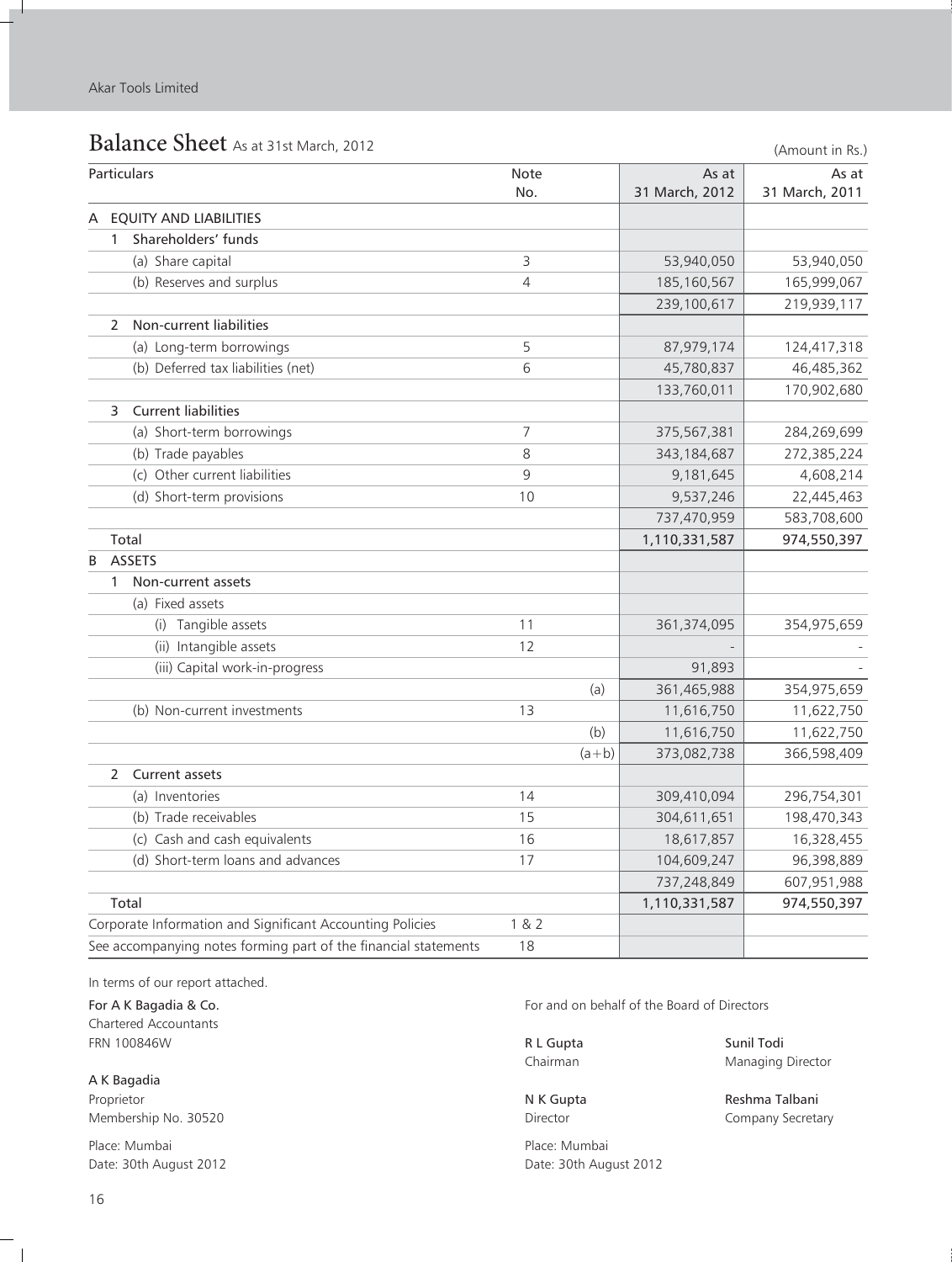# Balance Sheet As at 31st March, 2012

(Amount in Rs.)

| Particulars | Note No. | As at 31 March, 2012 | As at 31 March, 2011 |
|---|---|---|---|
| A EQUITY AND LIABILITIES | | | |
| 1 Shareholders' funds | | | |
| (a) Share capital | 3 | 53,940,050 | 53,940,050 |
| (b) Reserves and surplus | 4 | 185,160,567 | 165,999,067 |
| | | 239,100,617 | 219,939,117 |
| 2 Non-current liabilities | | | |
| (a) Long-term borrowings | 5 | 87,979,174 | 124,417,318 |
| (b) Deferred tax liabilities (net) | 6 | 45,780,837 | 46,485,362 |
| | | 133,760,011 | 170,902,680 |
| 3 Current liabilities | | | |
| (a) Short-term borrowings | 7 | 375,567,381 | 284,269,699 |
| (b) Trade payables | 8 | 343,184,687 | 272,385,224 |
| (c) Other current liabilities | 9 | 9,181,645 | 4,608,214 |
| (d) Short-term provisions | 10 | 9,537,246 | 22,445,463 |
| | | 737,470,959 | 583,708,600 |
| Total | | 1,110,331,587 | 974,550,397 |
| B ASSETS | | | |
| 1 Non-current assets | | | |
| (a) Fixed assets | | | |
| (i) Tangible assets | 11 | 361,374,095 | 354,975,659 |
| (ii) Intangible assets | 12 | - | - |
| (iii) Capital work-in-progress | | 91,893 | - |
| | (a) | 361,465,988 | 354,975,659 |
| (b) Non-current investments | 13 | 11,616,750 | 11,622,750 |
| | (b) | 11,616,750 | 11,622,750 |
| | (a+b) | 373,082,738 | 366,598,409 |
| 2 Current assets | | | |
| (a) Inventories | 14 | 309,410,094 | 296,754,301 |
| (b) Trade receivables | 15 | 304,611,651 | 198,470,343 |
| (c) Cash and cash equivalents | 16 | 18,617,857 | 16,328,455 |
| (d) Short-term loans and advances | 17 | 104,609,247 | 96,398,889 |
| | | 737,248,849 | 607,951,988 |
| Total | | 1,110,331,587 | 974,550,397 |
| Corporate Information and Significant Accounting Policies | 1 & 2 | | |
| See accompanying notes forming part of the financial statements | 18 | | |

In terms of our report attached.

**For A K Bagadia & Co.**
Chartered Accountants
FRN 100846W

**A K Bagadia**
Proprietor
Membership No. 30520

Place: Mumbai
Date: 30th August 2012

For and on behalf of the Board of Directors

**R L Gupta**
Chairman

**Sunil Todi**
Managing Director

**N K Gupta**
Director

**Reshma Talbani**
Company Secretary

Place: Mumbai
Date: 30th August 2012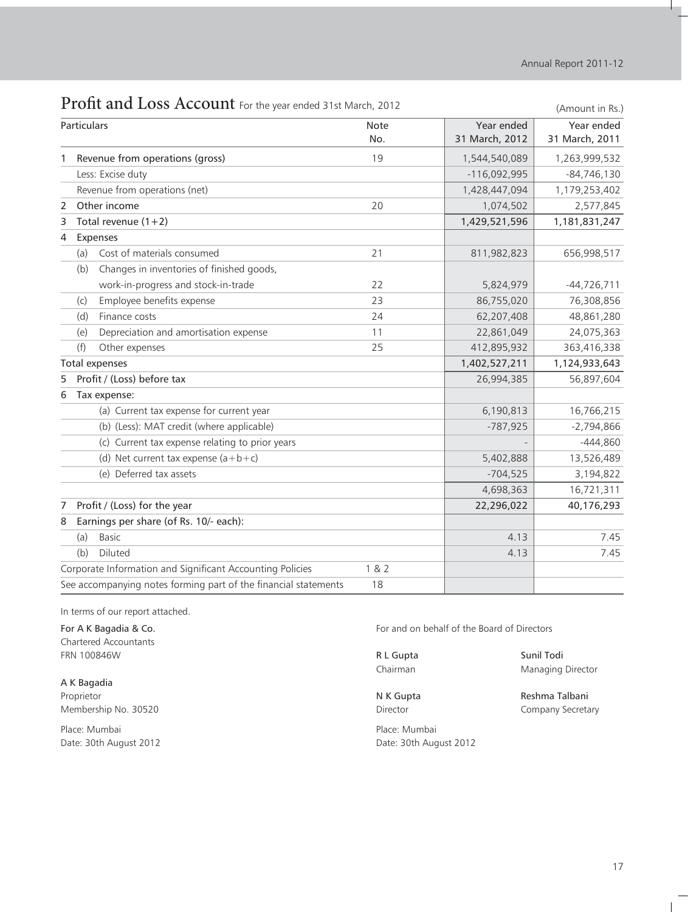# Profit and Loss Account For the year ended 31st March, 2012

(Amount in Rs.)

| Particulars | Note No. | Year ended 31 March, 2012 | Year ended 31 March, 2011 |
|---|---|---|---|
| 1 Revenue from operations (gross) | 19 | 1,544,540,089 | 1,263,999,532 |
| Less: Excise duty | | -116,092,995 | -84,746,130 |
| Revenue from operations (net) | | 1,428,447,094 | 1,179,253,402 |
| 2 Other income | 20 | 1,074,502 | 2,577,845 |
| 3 Total revenue (1+2) | | **1,429,521,596** | **1,181,831,247** |
| 4 Expenses | | | |
| (a) Cost of materials consumed | 21 | 811,982,823 | 656,998,517 |
| (b) Changes in inventories of finished goods, work-in-progress and stock-in-trade | 22 | 5,824,979 | -44,726,711 |
| (c) Employee benefits expense | 23 | 86,755,020 | 76,308,856 |
| (d) Finance costs | 24 | 62,207,408 | 48,861,280 |
| (e) Depreciation and amortisation expense | 11 | 22,861,049 | 24,075,363 |
| (f) Other expenses | 25 | 412,895,932 | 363,416,338 |
| Total expenses | | **1,402,527,211** | **1,124,933,643** |
| 5 Profit / (Loss) before tax | | 26,994,385 | 56,897,604 |
| 6 Tax expense: | | | |
| (a) Current tax expense for current year | | 6,190,813 | 16,766,215 |
| (b) (Less): MAT credit (where applicable) | | -787,925 | -2,794,866 |
| (c) Current tax expense relating to prior years | | - | -444,860 |
| (d) Net current tax expense (a+b+c) | | 5,402,888 | 13,526,489 |
| (e) Deferred tax assets | | -704,525 | 3,194,822 |
| | | 4,698,363 | 16,721,311 |
| 7 Profit / (Loss) for the year | | **22,296,022** | **40,176,293** |
| 8 Earnings per share (of Rs. 10/- each): | | | |
| (a) Basic | | 4.13 | 7.45 |
| (b) Diluted | | 4.13 | 7.45 |
| Corporate Information and Significant Accounting Policies | 1 & 2 | | |
| See accompanying notes forming part of the financial statements | 18 | | |

In terms of our report attached.

**For A K Bagadia & Co.**
Chartered Accountants
FRN 100846W

**A K Bagadia**
Proprietor
Membership No. 30520

Place: Mumbai
Date: 30th August 2012

For and on behalf of the Board of Directors

**R L Gupta**
Chairman

**Sunil Todi**
Managing Director

**N K Gupta**
Director

**Reshma Talbani**
Company Secretary

Place: Mumbai
Date: 30th August 2012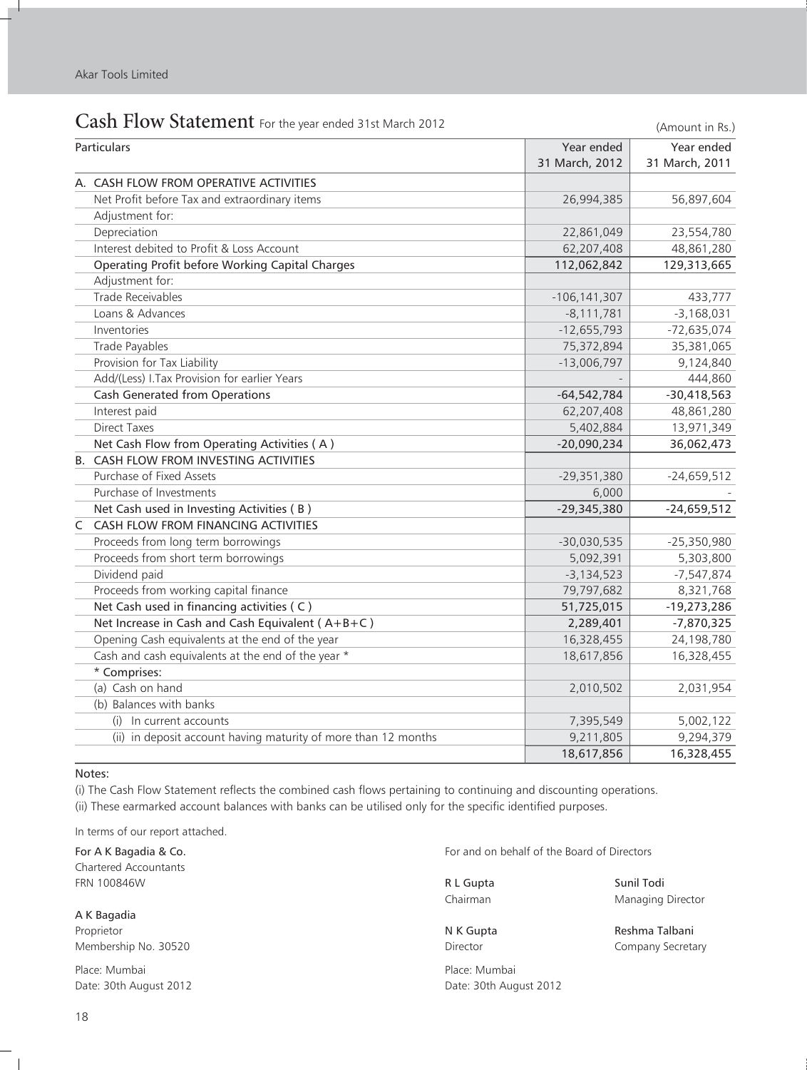# Cash Flow Statement For the year ended 31st March 2012

(Amount in Rs.)

| Particulars | Year ended 31 March, 2012 | Year ended 31 March, 2011 |
|---|---|---|
| A. CASH FLOW FROM OPERATIVE ACTIVITIES | | |
| Net Profit before Tax and extraordinary items | 26,994,385 | 56,897,604 |
| Adjustment for: | | |
| Depreciation | 22,861,049 | 23,554,780 |
| Interest debited to Profit & Loss Account | 62,207,408 | 48,861,280 |
| Operating Profit before Working Capital Charges | 112,062,842 | 129,313,665 |
| Adjustment for: | | |
| Trade Receivables | -106,141,307 | 433,777 |
| Loans & Advances | -8,111,781 | -3,168,031 |
| Inventories | -12,655,793 | -72,635,074 |
| Trade Payables | 75,372,894 | 35,381,065 |
| Provision for Tax Liability | -13,006,797 | 9,124,840 |
| Add/(Less) I.Tax Provision for earlier Years | - | 444,860 |
| Cash Generated from Operations | -64,542,784 | -30,418,563 |
| Interest paid | 62,207,408 | 48,861,280 |
| Direct Taxes | 5,402,884 | 13,971,349 |
| Net Cash Flow from Operating Activities ( A ) | -20,090,234 | 36,062,473 |
| B. CASH FLOW FROM INVESTING ACTIVITIES | | |
| Purchase of Fixed Assets | -29,351,380 | -24,659,512 |
| Purchase of Investments | 6,000 | - |
| Net Cash used in Investing Activities ( B ) | -29,345,380 | -24,659,512 |
| C CASH FLOW FROM FINANCING ACTIVITIES | | |
| Proceeds from long term borrowings | -30,030,535 | -25,350,980 |
| Proceeds from short term borrowings | 5,092,391 | 5,303,800 |
| Dividend paid | -3,134,523 | -7,547,874 |
| Proceeds from working capital finance | 79,797,682 | 8,321,768 |
| Net Cash used in financing activities ( C ) | 51,725,015 | -19,273,286 |
| Net Increase in Cash and Cash Equivalent ( A+B+C ) | 2,289,401 | -7,870,325 |
| Opening Cash equivalents at the end of the year | 16,328,455 | 24,198,780 |
| Cash and cash equivalents at the end of the year * | 18,617,856 | 16,328,455 |
| * Comprises: | | |
| (a) Cash on hand | 2,010,502 | 2,031,954 |
| (b) Balances with banks | | |
| (i) In current accounts | 7,395,549 | 5,002,122 |
| (ii) in deposit account having maturity of more than 12 months | 9,211,805 | 9,294,379 |
| | 18,617,856 | 16,328,455 |

Notes:

(i) The Cash Flow Statement reflects the combined cash flows pertaining to continuing and discounting operations.

(ii) These earmarked account balances with banks can be utilised only for the specific identified purposes.

In terms of our report attached.

**For A K Bagadia & Co.**
Chartered Accountants
FRN 100846W

**A K Bagadia**
Proprietor
Membership No. 30520

Place: Mumbai
Date: 30th August 2012

For and on behalf of the Board of Directors

**R L Gupta**
Chairman

**Sunil Todi**
Managing Director

**N K Gupta**
Director

**Reshma Talbani**
Company Secretary

Place: Mumbai
Date: 30th August 2012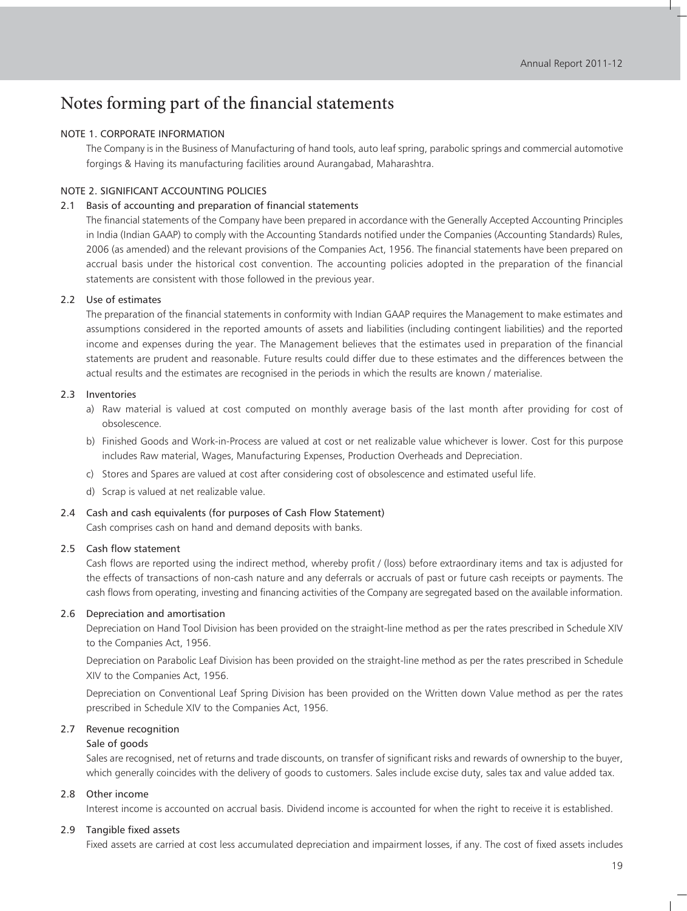# Notes forming part of the financial statements

## NOTE 1. CORPORATE INFORMATION

The Company is in the Business of Manufacturing of hand tools, auto leaf spring, parabolic springs and commercial automotive forgings & Having its manufacturing facilities around Aurangabad, Maharashtra.

## NOTE 2. SIGNIFICANT ACCOUNTING POLICIES

### 2.1 Basis of accounting and preparation of financial statements

The financial statements of the Company have been prepared in accordance with the Generally Accepted Accounting Principles in India (Indian GAAP) to comply with the Accounting Standards notified under the Companies (Accounting Standards) Rules, 2006 (as amended) and the relevant provisions of the Companies Act, 1956. The financial statements have been prepared on accrual basis under the historical cost convention. The accounting policies adopted in the preparation of the financial statements are consistent with those followed in the previous year.

### 2.2 Use of estimates

The preparation of the financial statements in conformity with Indian GAAP requires the Management to make estimates and assumptions considered in the reported amounts of assets and liabilities (including contingent liabilities) and the reported income and expenses during the year. The Management believes that the estimates used in preparation of the financial statements are prudent and reasonable. Future results could differ due to these estimates and the differences between the actual results and the estimates are recognised in the periods in which the results are known / materialise.

### 2.3 Inventories

a) Raw material is valued at cost computed on monthly average basis of the last month after providing for cost of obsolescence.

b) Finished Goods and Work-in-Process are valued at cost or net realizable value whichever is lower. Cost for this purpose includes Raw material, Wages, Manufacturing Expenses, Production Overheads and Depreciation.

c) Stores and Spares are valued at cost after considering cost of obsolescence and estimated useful life.

d) Scrap is valued at net realizable value.

### 2.4 Cash and cash equivalents (for purposes of Cash Flow Statement)

Cash comprises cash on hand and demand deposits with banks.

### 2.5 Cash flow statement

Cash flows are reported using the indirect method, whereby profit / (loss) before extraordinary items and tax is adjusted for the effects of transactions of non-cash nature and any deferrals or accruals of past or future cash receipts or payments. The cash flows from operating, investing and financing activities of the Company are segregated based on the available information.

### 2.6 Depreciation and amortisation

Depreciation on Hand Tool Division has been provided on the straight-line method as per the rates prescribed in Schedule XIV to the Companies Act, 1956.

Depreciation on Parabolic Leaf Division has been provided on the straight-line method as per the rates prescribed in Schedule XIV to the Companies Act, 1956.

Depreciation on Conventional Leaf Spring Division has been provided on the Written down Value method as per the rates prescribed in Schedule XIV to the Companies Act, 1956.

### 2.7 Revenue recognition

Sale of goods

Sales are recognised, net of returns and trade discounts, on transfer of significant risks and rewards of ownership to the buyer, which generally coincides with the delivery of goods to customers. Sales include excise duty, sales tax and value added tax.

### 2.8 Other income

Interest income is accounted on accrual basis. Dividend income is accounted for when the right to receive it is established.

### 2.9 Tangible fixed assets

Fixed assets are carried at cost less accumulated depreciation and impairment losses, if any. The cost of fixed assets includes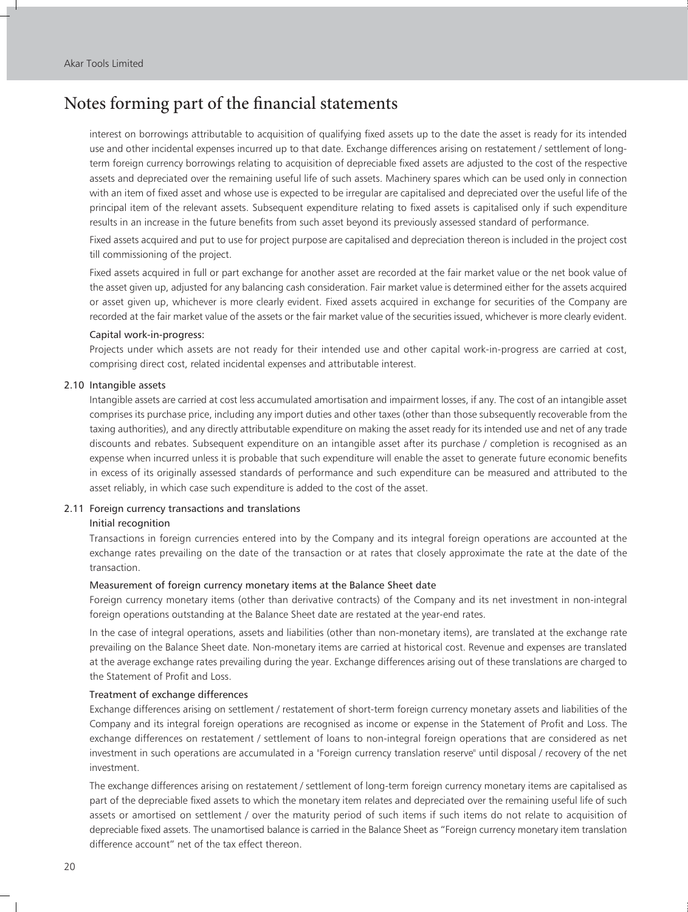# Notes forming part of the financial statements

interest on borrowings attributable to acquisition of qualifying fixed assets up to the date the asset is ready for its intended use and other incidental expenses incurred up to that date. Exchange differences arising on restatement / settlement of long-term foreign currency borrowings relating to acquisition of depreciable fixed assets are adjusted to the cost of the respective assets and depreciated over the remaining useful life of such assets. Machinery spares which can be used only in connection with an item of fixed asset and whose use is expected to be irregular are capitalised and depreciated over the useful life of the principal item of the relevant assets. Subsequent expenditure relating to fixed assets is capitalised only if such expenditure results in an increase in the future benefits from such asset beyond its previously assessed standard of performance.

Fixed assets acquired and put to use for project purpose are capitalised and depreciation thereon is included in the project cost till commissioning of the project.

Fixed assets acquired in full or part exchange for another asset are recorded at the fair market value or the net book value of the asset given up, adjusted for any balancing cash consideration. Fair market value is determined either for the assets acquired or asset given up, whichever is more clearly evident. Fixed assets acquired in exchange for securities of the Company are recorded at the fair market value of the assets or the fair market value of the securities issued, whichever is more clearly evident.

Capital work-in-progress:

Projects under which assets are not ready for their intended use and other capital work-in-progress are carried at cost, comprising direct cost, related incidental expenses and attributable interest.

## 2.10 Intangible assets

Intangible assets are carried at cost less accumulated amortisation and impairment losses, if any. The cost of an intangible asset comprises its purchase price, including any import duties and other taxes (other than those subsequently recoverable from the taxing authorities), and any directly attributable expenditure on making the asset ready for its intended use and net of any trade discounts and rebates. Subsequent expenditure on an intangible asset after its purchase / completion is recognised as an expense when incurred unless it is probable that such expenditure will enable the asset to generate future economic benefits in excess of its originally assessed standards of performance and such expenditure can be measured and attributed to the asset reliably, in which case such expenditure is added to the cost of the asset.

## 2.11 Foreign currency transactions and translations

Initial recognition

Transactions in foreign currencies entered into by the Company and its integral foreign operations are accounted at the exchange rates prevailing on the date of the transaction or at rates that closely approximate the rate at the date of the transaction.

Measurement of foreign currency monetary items at the Balance Sheet date

Foreign currency monetary items (other than derivative contracts) of the Company and its net investment in non-integral foreign operations outstanding at the Balance Sheet date are restated at the year-end rates.

In the case of integral operations, assets and liabilities (other than non-monetary items), are translated at the exchange rate prevailing on the Balance Sheet date. Non-monetary items are carried at historical cost. Revenue and expenses are translated at the average exchange rates prevailing during the year. Exchange differences arising out of these translations are charged to the Statement of Profit and Loss.

Treatment of exchange differences

Exchange differences arising on settlement / restatement of short-term foreign currency monetary assets and liabilities of the Company and its integral foreign operations are recognised as income or expense in the Statement of Profit and Loss. The exchange differences on restatement / settlement of loans to non-integral foreign operations that are considered as net investment in such operations are accumulated in a "Foreign currency translation reserve" until disposal / recovery of the net investment.

The exchange differences arising on restatement / settlement of long-term foreign currency monetary items are capitalised as part of the depreciable fixed assets to which the monetary item relates and depreciated over the remaining useful life of such assets or amortised on settlement / over the maturity period of such items if such items do not relate to acquisition of depreciable fixed assets. The unamortised balance is carried in the Balance Sheet as "Foreign currency monetary item translation difference account" net of the tax effect thereon.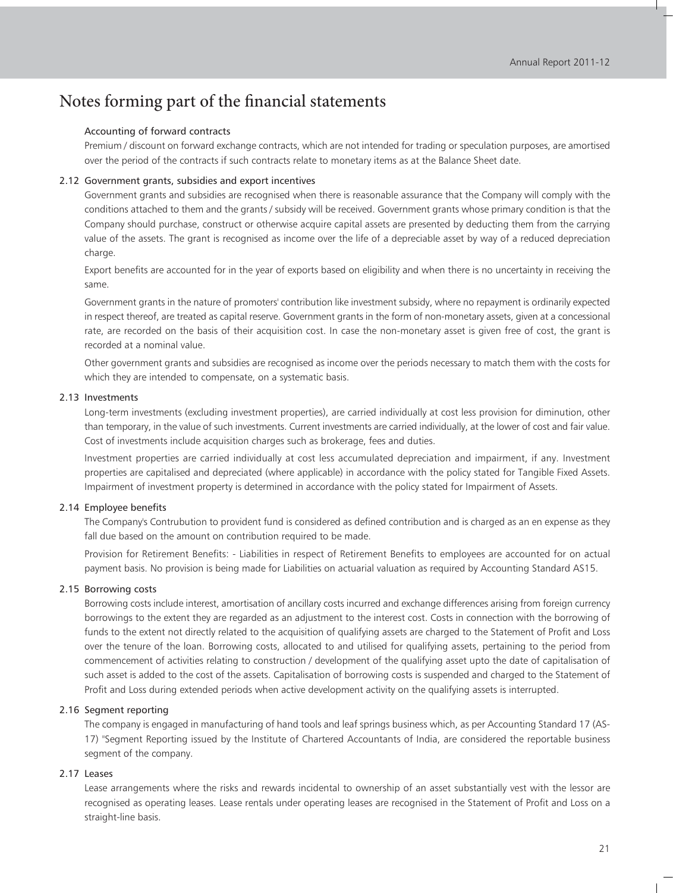# Notes forming part of the financial statements

#### Accounting of forward contracts

Premium / discount on forward exchange contracts, which are not intended for trading or speculation purposes, are amortised over the period of the contracts if such contracts relate to monetary items as at the Balance Sheet date.

### 2.12 Government grants, subsidies and export incentives

Government grants and subsidies are recognised when there is reasonable assurance that the Company will comply with the conditions attached to them and the grants / subsidy will be received. Government grants whose primary condition is that the Company should purchase, construct or otherwise acquire capital assets are presented by deducting them from the carrying value of the assets. The grant is recognised as income over the life of a depreciable asset by way of a reduced depreciation charge.

Export benefits are accounted for in the year of exports based on eligibility and when there is no uncertainty in receiving the same.

Government grants in the nature of promoters' contribution like investment subsidy, where no repayment is ordinarily expected in respect thereof, are treated as capital reserve. Government grants in the form of non-monetary assets, given at a concessional rate, are recorded on the basis of their acquisition cost. In case the non-monetary asset is given free of cost, the grant is recorded at a nominal value.

Other government grants and subsidies are recognised as income over the periods necessary to match them with the costs for which they are intended to compensate, on a systematic basis.

### 2.13 Investments

Long-term investments (excluding investment properties), are carried individually at cost less provision for diminution, other than temporary, in the value of such investments. Current investments are carried individually, at the lower of cost and fair value. Cost of investments include acquisition charges such as brokerage, fees and duties.

Investment properties are carried individually at cost less accumulated depreciation and impairment, if any. Investment properties are capitalised and depreciated (where applicable) in accordance with the policy stated for Tangible Fixed Assets. Impairment of investment property is determined in accordance with the policy stated for Impairment of Assets.

### 2.14 Employee benefits

The Company's Contrubution to provident fund is considered as defined contribution and is charged as an en expense as they fall due based on the amount on contribution required to be made.

Provision for Retirement Benefits: - Liabilities in respect of Retirement Benefits to employees are accounted for on actual payment basis. No provision is being made for Liabilities on actuarial valuation as required by Accounting Standard AS15.

### 2.15 Borrowing costs

Borrowing costs include interest, amortisation of ancillary costs incurred and exchange differences arising from foreign currency borrowings to the extent they are regarded as an adjustment to the interest cost. Costs in connection with the borrowing of funds to the extent not directly related to the acquisition of qualifying assets are charged to the Statement of Profit and Loss over the tenure of the loan. Borrowing costs, allocated to and utilised for qualifying assets, pertaining to the period from commencement of activities relating to construction / development of the qualifying asset upto the date of capitalisation of such asset is added to the cost of the assets. Capitalisation of borrowing costs is suspended and charged to the Statement of Profit and Loss during extended periods when active development activity on the qualifying assets is interrupted.

### 2.16 Segment reporting

The company is engaged in manufacturing of hand tools and leaf springs business which, as per Accounting Standard 17 (AS-17) "Segment Reporting issued by the Institute of Chartered Accountants of India, are considered the reportable business segment of the company.

### 2.17 Leases

Lease arrangements where the risks and rewards incidental to ownership of an asset substantially vest with the lessor are recognised as operating leases. Lease rentals under operating leases are recognised in the Statement of Profit and Loss on a straight-line basis.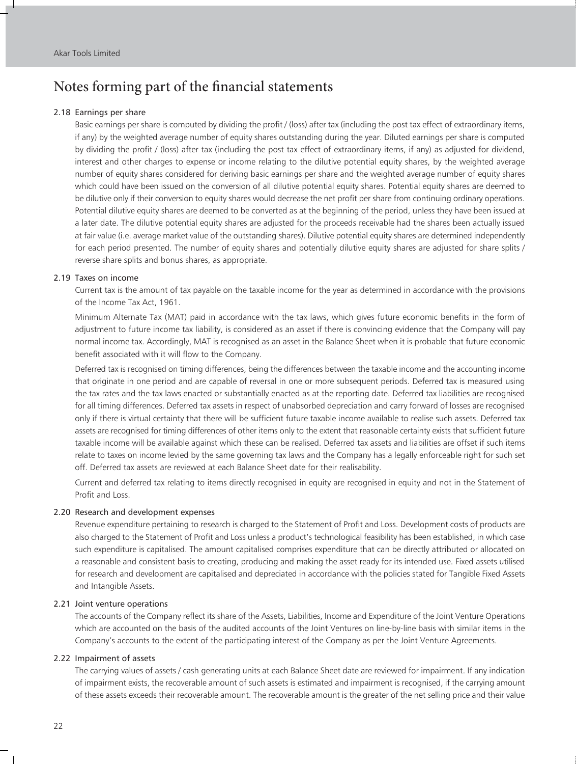# Notes forming part of the financial statements

### 2.18 Earnings per share

Basic earnings per share is computed by dividing the profit / (loss) after tax (including the post tax effect of extraordinary items, if any) by the weighted average number of equity shares outstanding during the year. Diluted earnings per share is computed by dividing the profit / (loss) after tax (including the post tax effect of extraordinary items, if any) as adjusted for dividend, interest and other charges to expense or income relating to the dilutive potential equity shares, by the weighted average number of equity shares considered for deriving basic earnings per share and the weighted average number of equity shares which could have been issued on the conversion of all dilutive potential equity shares. Potential equity shares are deemed to be dilutive only if their conversion to equity shares would decrease the net profit per share from continuing ordinary operations. Potential dilutive equity shares are deemed to be converted as at the beginning of the period, unless they have been issued at a later date. The dilutive potential equity shares are adjusted for the proceeds receivable had the shares been actually issued at fair value (i.e. average market value of the outstanding shares). Dilutive potential equity shares are determined independently for each period presented. The number of equity shares and potentially dilutive equity shares are adjusted for share splits / reverse share splits and bonus shares, as appropriate.

### 2.19 Taxes on income

Current tax is the amount of tax payable on the taxable income for the year as determined in accordance with the provisions of the Income Tax Act, 1961.

Minimum Alternate Tax (MAT) paid in accordance with the tax laws, which gives future economic benefits in the form of adjustment to future income tax liability, is considered as an asset if there is convincing evidence that the Company will pay normal income tax. Accordingly, MAT is recognised as an asset in the Balance Sheet when it is probable that future economic benefit associated with it will flow to the Company.

Deferred tax is recognised on timing differences, being the differences between the taxable income and the accounting income that originate in one period and are capable of reversal in one or more subsequent periods. Deferred tax is measured using the tax rates and the tax laws enacted or substantially enacted as at the reporting date. Deferred tax liabilities are recognised for all timing differences. Deferred tax assets in respect of unabsorbed depreciation and carry forward of losses are recognised only if there is virtual certainty that there will be sufficient future taxable income available to realise such assets. Deferred tax assets are recognised for timing differences of other items only to the extent that reasonable certainty exists that sufficient future taxable income will be available against which these can be realised. Deferred tax assets and liabilities are offset if such items relate to taxes on income levied by the same governing tax laws and the Company has a legally enforceable right for such set off. Deferred tax assets are reviewed at each Balance Sheet date for their realisability.

Current and deferred tax relating to items directly recognised in equity are recognised in equity and not in the Statement of Profit and Loss.

### 2.20 Research and development expenses

Revenue expenditure pertaining to research is charged to the Statement of Profit and Loss. Development costs of products are also charged to the Statement of Profit and Loss unless a product's technological feasibility has been established, in which case such expenditure is capitalised. The amount capitalised comprises expenditure that can be directly attributed or allocated on a reasonable and consistent basis to creating, producing and making the asset ready for its intended use. Fixed assets utilised for research and development are capitalised and depreciated in accordance with the policies stated for Tangible Fixed Assets and Intangible Assets.

### 2.21 Joint venture operations

The accounts of the Company reflect its share of the Assets, Liabilities, Income and Expenditure of the Joint Venture Operations which are accounted on the basis of the audited accounts of the Joint Ventures on line-by-line basis with similar items in the Company's accounts to the extent of the participating interest of the Company as per the Joint Venture Agreements.

### 2.22 Impairment of assets

The carrying values of assets / cash generating units at each Balance Sheet date are reviewed for impairment. If any indication of impairment exists, the recoverable amount of such assets is estimated and impairment is recognised, if the carrying amount of these assets exceeds their recoverable amount. The recoverable amount is the greater of the net selling price and their value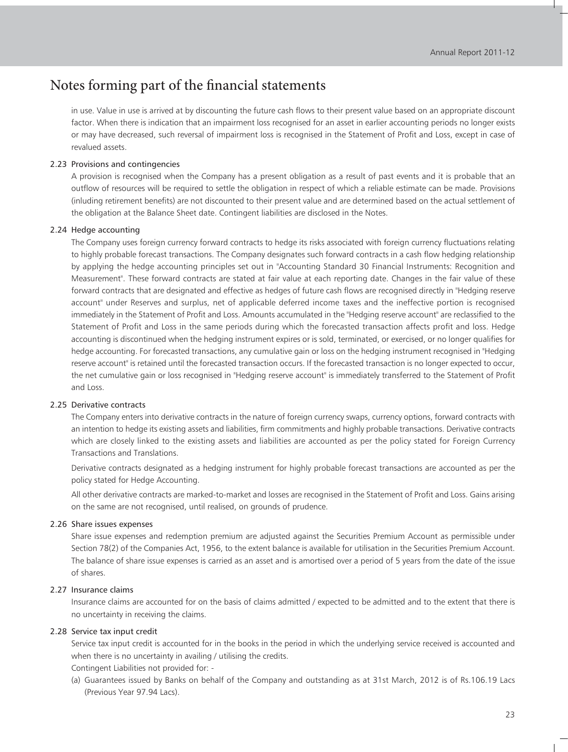# Notes forming part of the financial statements

in use. Value in use is arrived at by discounting the future cash flows to their present value based on an appropriate discount factor. When there is indication that an impairment loss recognised for an asset in earlier accounting periods no longer exists or may have decreased, such reversal of impairment loss is recognised in the Statement of Profit and Loss, except in case of revalued assets.

## 2.23 Provisions and contingencies

A provision is recognised when the Company has a present obligation as a result of past events and it is probable that an outflow of resources will be required to settle the obligation in respect of which a reliable estimate can be made. Provisions (inluding retirement benefits) are not discounted to their present value and are determined based on the actual settlement of the obligation at the Balance Sheet date. Contingent liabilities are disclosed in the Notes.

## 2.24 Hedge accounting

The Company uses foreign currency forward contracts to hedge its risks associated with foreign currency fluctuations relating to highly probable forecast transactions. The Company designates such forward contracts in a cash flow hedging relationship by applying the hedge accounting principles set out in "Accounting Standard 30 Financial Instruments: Recognition and Measurement". These forward contracts are stated at fair value at each reporting date. Changes in the fair value of these forward contracts that are designated and effective as hedges of future cash flows are recognised directly in "Hedging reserve account" under Reserves and surplus, net of applicable deferred income taxes and the ineffective portion is recognised immediately in the Statement of Profit and Loss. Amounts accumulated in the "Hedging reserve account" are reclassified to the Statement of Profit and Loss in the same periods during which the forecasted transaction affects profit and loss. Hedge accounting is discontinued when the hedging instrument expires or is sold, terminated, or exercised, or no longer qualifies for hedge accounting. For forecasted transactions, any cumulative gain or loss on the hedging instrument recognised in "Hedging reserve account" is retained until the forecasted transaction occurs. If the forecasted transaction is no longer expected to occur, the net cumulative gain or loss recognised in "Hedging reserve account" is immediately transferred to the Statement of Profit and Loss.

## 2.25 Derivative contracts

The Company enters into derivative contracts in the nature of foreign currency swaps, currency options, forward contracts with an intention to hedge its existing assets and liabilities, firm commitments and highly probable transactions. Derivative contracts which are closely linked to the existing assets and liabilities are accounted as per the policy stated for Foreign Currency Transactions and Translations.

Derivative contracts designated as a hedging instrument for highly probable forecast transactions are accounted as per the policy stated for Hedge Accounting.

All other derivative contracts are marked-to-market and losses are recognised in the Statement of Profit and Loss. Gains arising on the same are not recognised, until realised, on grounds of prudence.

## 2.26 Share issues expenses

Share issue expenses and redemption premium are adjusted against the Securities Premium Account as permissible under Section 78(2) of the Companies Act, 1956, to the extent balance is available for utilisation in the Securities Premium Account. The balance of share issue expenses is carried as an asset and is amortised over a period of 5 years from the date of the issue of shares.

## 2.27 Insurance claims

Insurance claims are accounted for on the basis of claims admitted / expected to be admitted and to the extent that there is no uncertainty in receiving the claims.

## 2.28 Service tax input credit

Service tax input credit is accounted for in the books in the period in which the underlying service received is accounted and when there is no uncertainty in availing / utilising the credits.

Contingent Liabilities not provided for: -

(a) Guarantees issued by Banks on behalf of the Company and outstanding as at 31st March, 2012 is of Rs.106.19 Lacs (Previous Year 97.94 Lacs).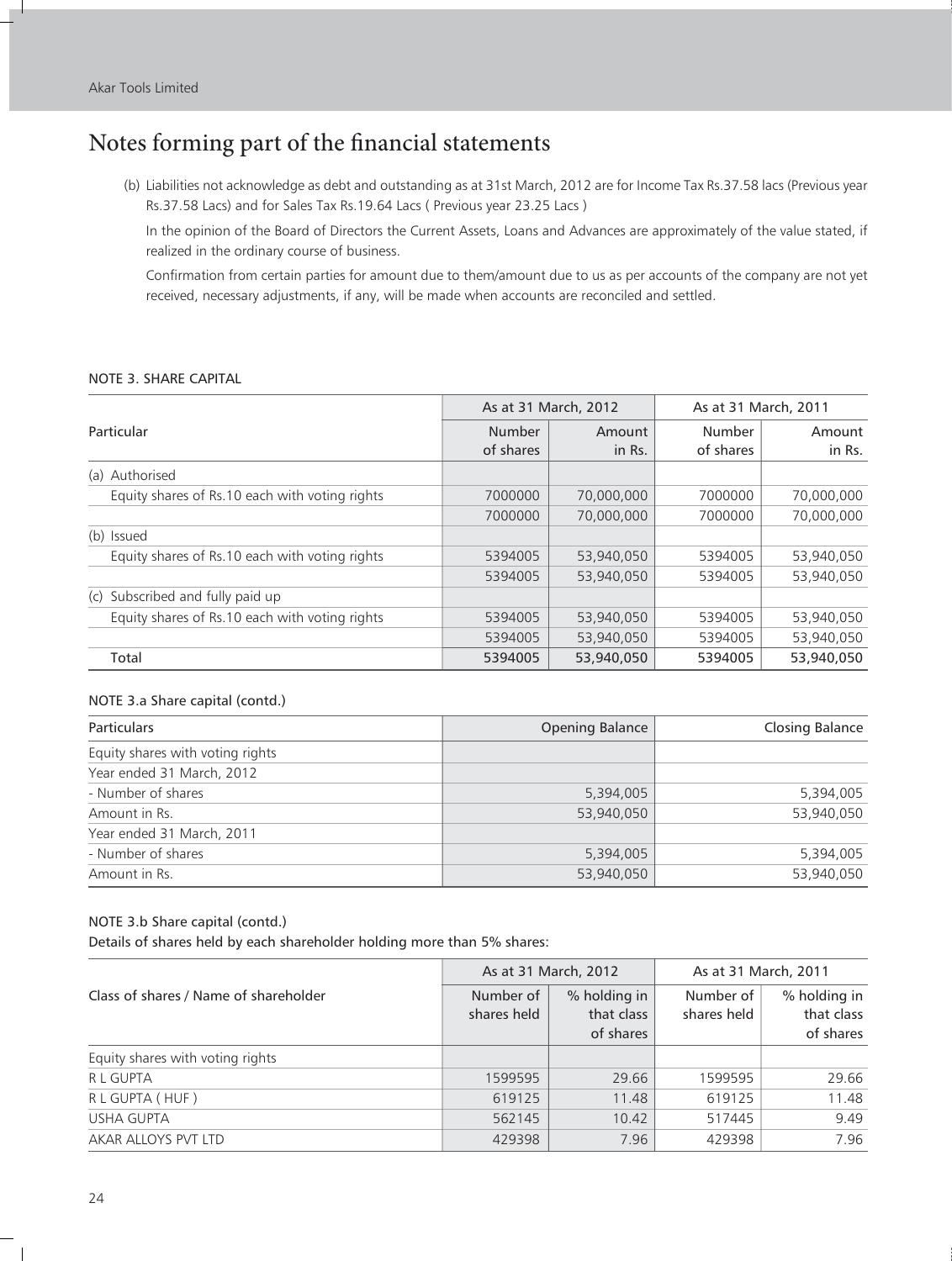# Notes forming part of the financial statements

(b) Liabilities not acknowledge as debt and outstanding as at 31st March, 2012 are for Income Tax Rs.37.58 lacs (Previous year Rs.37.58 Lacs) and for Sales Tax Rs.19.64 Lacs ( Previous year 23.25 Lacs )

In the opinion of the Board of Directors the Current Assets, Loans and Advances are approximately of the value stated, if realized in the ordinary course of business.

Confirmation from certain parties for amount due to them/amount due to us as per accounts of the company are not yet received, necessary adjustments, if any, will be made when accounts are reconciled and settled.

NOTE 3. SHARE CAPITAL

| Particular | As at 31 March, 2012 | | As at 31 March, 2011 | |
|---|---|---|---|---|
| | Number of shares | Amount in Rs. | Number of shares | Amount in Rs. |
| (a) Authorised | | | | |
| Equity shares of Rs.10 each with voting rights | 7000000 | 70,000,000 | 7000000 | 70,000,000 |
| | 7000000 | 70,000,000 | 7000000 | 70,000,000 |
| (b) Issued | | | | |
| Equity shares of Rs.10 each with voting rights | 5394005 | 53,940,050 | 5394005 | 53,940,050 |
| | 5394005 | 53,940,050 | 5394005 | 53,940,050 |
| (c) Subscribed and fully paid up | | | | |
| Equity shares of Rs.10 each with voting rights | 5394005 | 53,940,050 | 5394005 | 53,940,050 |
| | 5394005 | 53,940,050 | 5394005 | 53,940,050 |
| Total | 5394005 | 53,940,050 | 5394005 | 53,940,050 |

NOTE 3.a Share capital (contd.)

| Particulars | Opening Balance | Closing Balance |
|---|---|---|
| Equity shares with voting rights | | |
| Year ended 31 March, 2012 | | |
| - Number of shares | 5,394,005 | 5,394,005 |
| Amount in Rs. | 53,940,050 | 53,940,050 |
| Year ended 31 March, 2011 | | |
| - Number of shares | 5,394,005 | 5,394,005 |
| Amount in Rs. | 53,940,050 | 53,940,050 |

NOTE 3.b Share capital (contd.)

Details of shares held by each shareholder holding more than 5% shares:

| Class of shares / Name of shareholder | As at 31 March, 2012 | | As at 31 March, 2011 | |
|---|---|---|---|---|
| | Number of shares held | % holding in that class of shares | Number of shares held | % holding in that class of shares |
| Equity shares with voting rights | | | | |
| R L GUPTA | 1599595 | 29.66 | 1599595 | 29.66 |
| R L GUPTA ( HUF ) | 619125 | 11.48 | 619125 | 11.48 |
| USHA GUPTA | 562145 | 10.42 | 517445 | 9.49 |
| AKAR ALLOYS PVT LTD | 429398 | 7.96 | 429398 | 7.96 |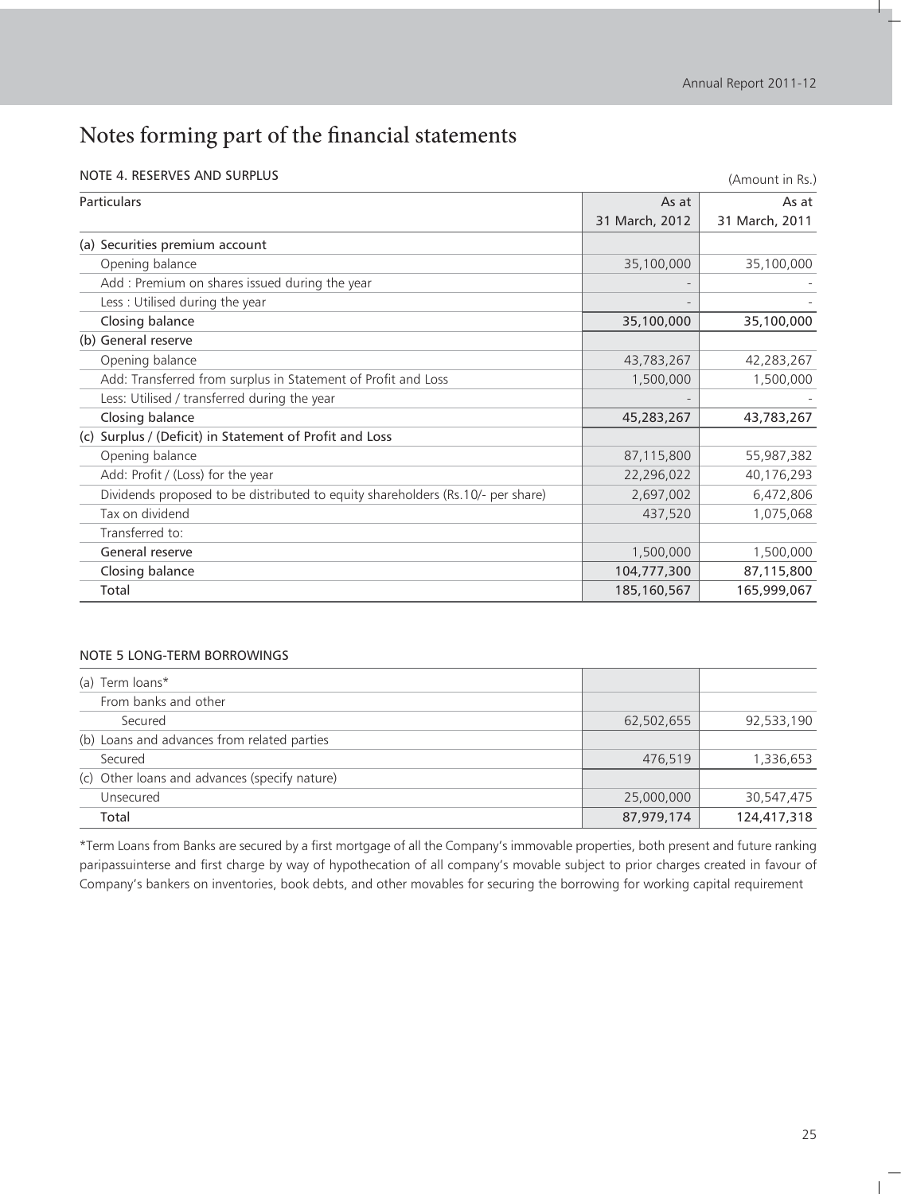# Notes forming part of the financial statements

## NOTE 4. RESERVES AND SURPLUS

(Amount in Rs.)

| Particulars | As at 31 March, 2012 | As at 31 March, 2011 |
|---|---|---|
| (a) Securities premium account | | |
| Opening balance | 35,100,000 | 35,100,000 |
| Add : Premium on shares issued during the year | - | - |
| Less : Utilised during the year | - | - |
| **Closing balance** | **35,100,000** | **35,100,000** |
| (b) General reserve | | |
| Opening balance | 43,783,267 | 42,283,267 |
| Add: Transferred from surplus in Statement of Profit and Loss | 1,500,000 | 1,500,000 |
| Less: Utilised / transferred during the year | - | - |
| **Closing balance** | **45,283,267** | **43,783,267** |
| (c) Surplus / (Deficit) in Statement of Profit and Loss | | |
| Opening balance | 87,115,800 | 55,987,382 |
| Add: Profit / (Loss) for the year | 22,296,022 | 40,176,293 |
| Dividends proposed to be distributed to equity shareholders (Rs.10/- per share) | 2,697,002 | 6,472,806 |
| Tax on dividend | 437,520 | 1,075,068 |
| Transferred to: | | |
| General reserve | 1,500,000 | 1,500,000 |
| Closing balance | 104,777,300 | 87,115,800 |
| Total | 185,160,567 | 165,999,067 |

## NOTE 5 LONG-TERM BORROWINGS

| Particulars | As at 31 March, 2012 | As at 31 March, 2011 |
|---|---|---|
| (a) Term loans* | | |
| From banks and other | | |
| Secured | 62,502,655 | 92,533,190 |
| (b) Loans and advances from related parties | | |
| Secured | 476,519 | 1,336,653 |
| (c) Other loans and advances (specify nature) | | |
| Unsecured | 25,000,000 | 30,547,475 |
| Total | 87,979,174 | 124,417,318 |

*Term Loans from Banks are secured by a first mortgage of all the Company's immovable properties, both present and future ranking paripassuinterse and first charge by way of hypothecation of all company's movable subject to prior charges created in favour of Company's bankers on inventories, book debts, and other movables for securing the borrowing for working capital requirement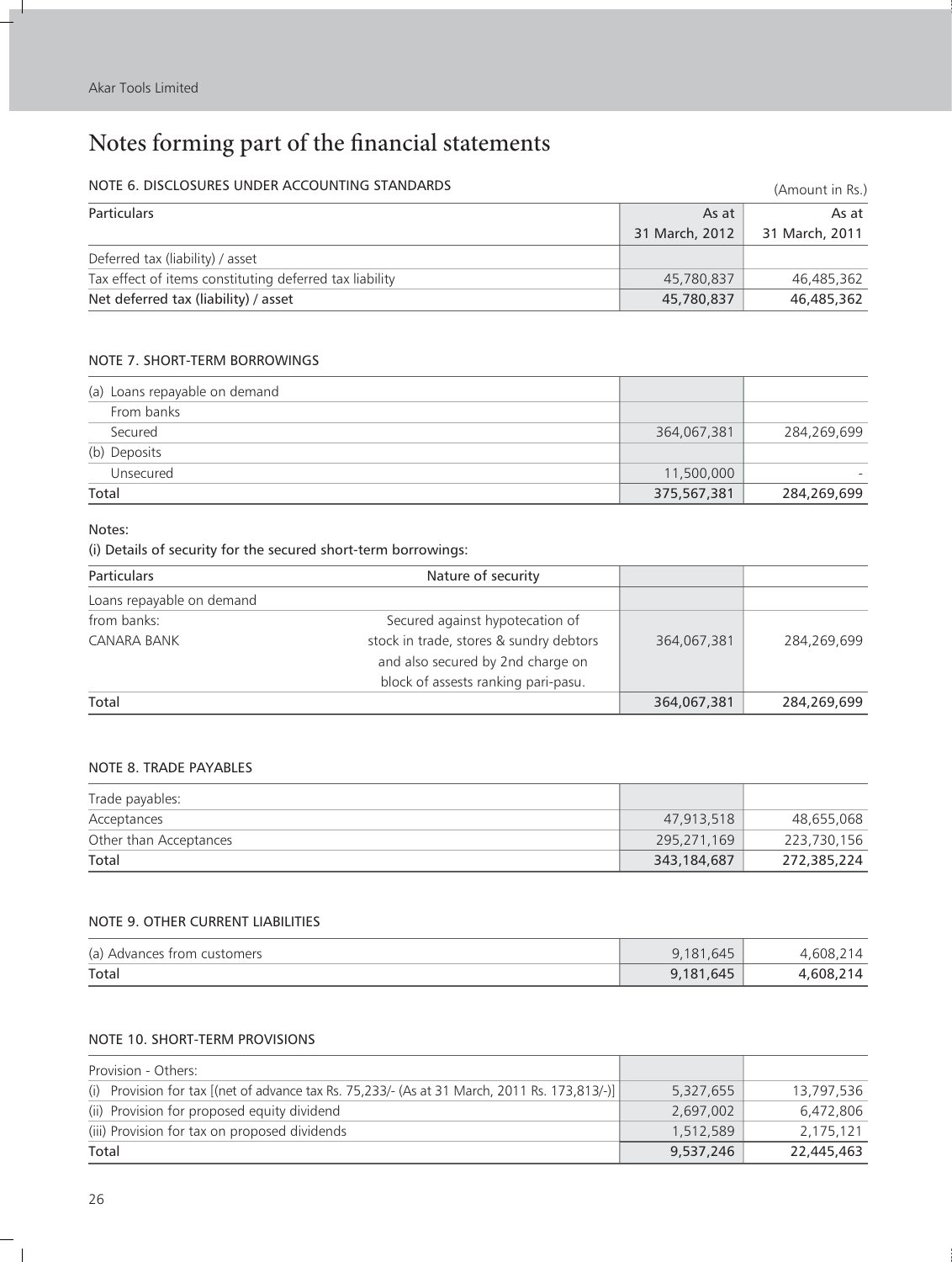# Notes forming part of the financial statements

## NOTE 6. DISCLOSURES UNDER ACCOUNTING STANDARDS

(Amount in Rs.)

| Particulars | As at 31 March, 2012 | As at 31 March, 2011 |
|---|---|---|
| Deferred tax (liability) / asset | | |
| Tax effect of items constituting deferred tax liability | 45,780,837 | 46,485,362 |
| **Net deferred tax (liability) / asset** | **45,780,837** | **46,485,362** |

## NOTE 7. SHORT-TERM BORROWINGS

| | | |
|---|---|---|
| (a) Loans repayable on demand | | |
| From banks | | |
| Secured | 364,067,381 | 284,269,699 |
| (b) Deposits | | |
| Unsecured | 11,500,000 | - |
| **Total** | **375,567,381** | **284,269,699** |

Notes:

(i) Details of security for the secured short-term borrowings:

| Particulars | Nature of security | | |
|---|---|---|---|
| Loans repayable on demand | | | |
| from banks: CANARA BANK | Secured against hypothecation of stock in trade, stores & sundry debtors and also secured by 2nd charge on block of assests ranking pari-pasu. | 364,067,381 | 284,269,699 |
| **Total** | | **364,067,381** | **284,269,699** |

## NOTE 8. TRADE PAYABLES

| | | |
|---|---|---|
| Trade payables: | | |
| Acceptances | 47,913,518 | 48,655,068 |
| Other than Acceptances | 295,271,169 | 223,730,156 |
| **Total** | **343,184,687** | **272,385,224** |

## NOTE 9. OTHER CURRENT LIABILITIES

| | | |
|---|---|---|
| (a) Advances from customers | 9,181,645 | 4,608,214 |
| **Total** | **9,181,645** | **4,608,214** |

## NOTE 10. SHORT-TERM PROVISIONS

| | | |
|---|---|---|
| Provision - Others: | | |
| (i) Provision for tax [(net of advance tax Rs. 75,233/- (As at 31 March, 2011 Rs. 173,813/-)] | 5,327,655 | 13,797,536 |
| (ii) Provision for proposed equity dividend | 2,697,002 | 6,472,806 |
| (iii) Provision for tax on proposed dividends | 1,512,589 | 2,175,121 |
| **Total** | **9,537,246** | **22,445,463** |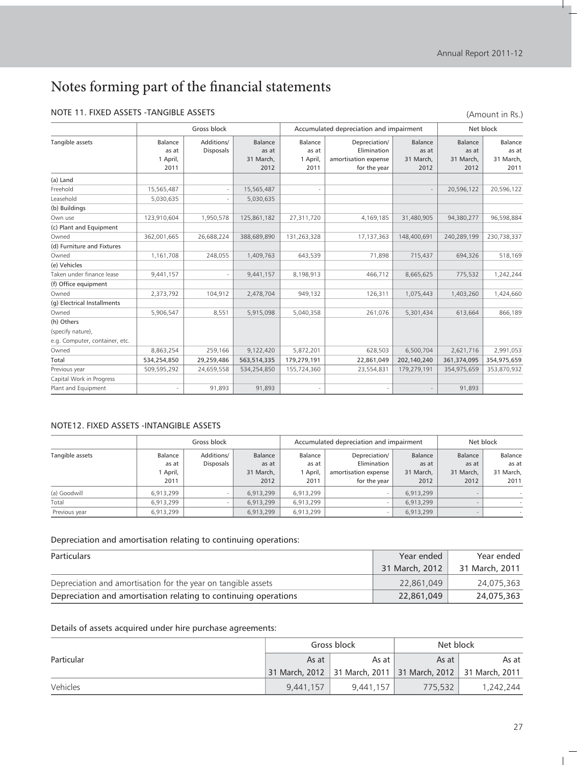# Notes forming part of the financial statements

## NOTE 11. FIXED ASSETS -TANGIBLE ASSETS

(Amount in Rs.)

| | Gross block | | | Accumulated depreciation and impairment | | | Net block | |
|---|---|---|---|---|---|---|---|---|
| Tangible assets | Balance as at 1 April, 2011 | Additions/ Disposals | Balance as at 31 March, 2012 | Balance as at 1 April, 2011 | Depreciation/ Elimination amortisation expense for the year | Balance as at 31 March, 2012 | Balance as at 31 March, 2012 | Balance as at 31 March, 2011 |
| (a) Land | | | | | | | | |
| Freehold | 15,565,487 | - | 15,565,487 | - | | - | 20,596,122 | 20,596,122 |
| Leasehold | 5,030,635 | - | 5,030,635 | | | | | |
| (b) Buildings | | | | | | | | |
| Own use | 123,910,604 | 1,950,578 | 125,861,182 | 27,311,720 | 4,169,185 | 31,480,905 | 94,380,277 | 96,598,884 |
| (c) Plant and Equipment | | | | | | | | |
| Owned | 362,001,665 | 26,688,224 | 388,689,890 | 131,263,328 | 17,137,363 | 148,400,691 | 240,289,199 | 230,738,337 |
| (d) Furniture and Fixtures | | | | | | | | |
| Owned | 1,161,708 | 248,055 | 1,409,763 | 643,539 | 71,898 | 715,437 | 694,326 | 518,169 |
| (e) Vehicles | | | | | | | | |
| Taken under finance lease | 9,441,157 | - | 9,441,157 | 8,198,913 | 466,712 | 8,665,625 | 775,532 | 1,242,244 |
| (f) Office equipment | | | | | | | | |
| Owned | 2,373,792 | 104,912 | 2,478,704 | 949,132 | 126,311 | 1,075,443 | 1,403,260 | 1,424,660 |
| (g) Electrical Installments | | | | | | | | |
| Owned | 5,906,547 | 8,551 | 5,915,098 | 5,040,358 | 261,076 | 5,301,434 | 613,664 | 866,189 |
| (h) Others (specify nature), e.g. Computer, container, etc. | | | | | | | | |
| Owned | 8,863,254 | 259,166 | 9,122,420 | 5,872,201 | 628,503 | 6,500,704 | 2,621,716 | 2,991,053 |
| Total | 534,254,850 | 29,259,486 | 563,514,335 | 179,279,191 | 22,861,049 | 202,140,240 | 361,374,095 | 354,975,659 |
| Previous year | 509,595,292 | 24,659,558 | 534,254,850 | 155,724,360 | 23,554,831 | 179,279,191 | 354,975,659 | 353,870,932 |
| Capital Work in Progress | | | | | | | | |
| Plant and Equipment | - | 91,893 | 91,893 | - | - | - | 91,893 | |

## NOTE12. FIXED ASSETS -INTANGIBLE ASSETS

| | Gross block | | | Accumulated depreciation and impairment | | | Net block | |
|---|---|---|---|---|---|---|---|---|
| Tangible assets | Balance as at 1 April, 2011 | Additions/ Disposals | Balance as at 31 March, 2012 | Balance as at 1 April, 2011 | Depreciation/ Elimination amortisation expense for the year | Balance as at 31 March, 2012 | Balance as at 31 March, 2012 | Balance as at 31 March, 2011 |
| (a) Goodwill | 6,913,299 | - | 6,913,299 | 6,913,299 | - | 6,913,299 | - | - |
| Total | 6,913,299 | - | 6,913,299 | 6,913,299 | - | 6,913,299 | - | - |
| Previous year | 6,913,299 | | 6,913,299 | 6,913,299 | - | 6,913,299 | - | - |

### Depreciation and amortisation relating to continuing operations:

| Particulars | Year ended 31 March, 2012 | Year ended 31 March, 2011 |
|---|---|---|
| Depreciation and amortisation for the year on tangible assets | 22,861,049 | 24,075,363 |
| Depreciation and amortisation relating to continuing operations | 22,861,049 | 24,075,363 |

### Details of assets acquired under hire purchase agreements:

| Particular | Gross block | | Net block | |
|---|---|---|---|---|
| | As at 31 March, 2012 | As at 31 March, 2011 | As at 31 March, 2012 | As at 31 March, 2011 |
| Vehicles | 9,441,157 | 9,441,157 | 775,532 | 1,242,244 |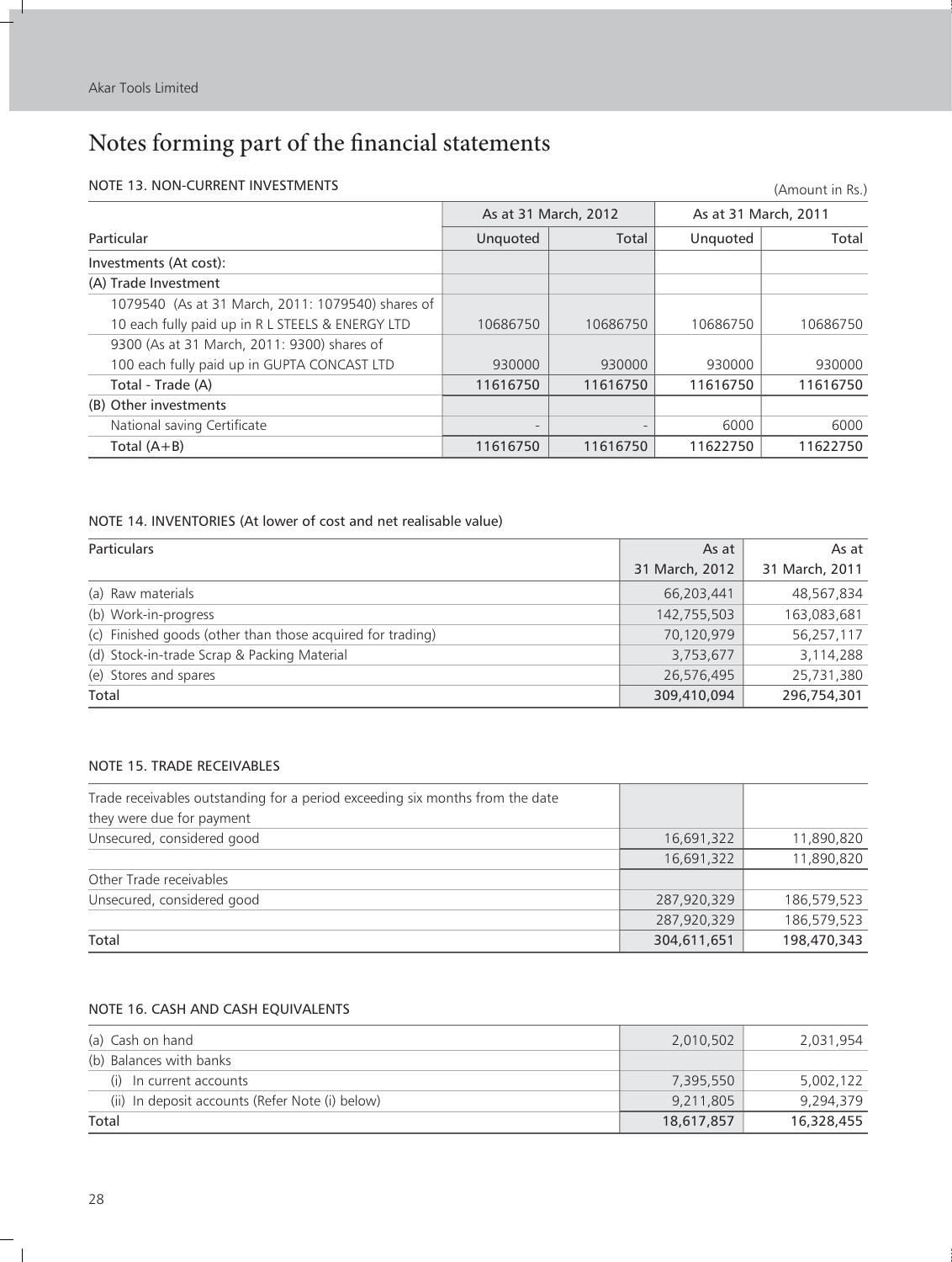# Notes forming part of the financial statements

## NOTE 13. NON-CURRENT INVESTMENTS

(Amount in Rs.)

| Particular | As at 31 March, 2012 | | As at 31 March, 2011 | |
|---|---|---|---|---|
| | Unquoted | Total | Unquoted | Total |
| Investments (At cost): | | | | |
| (A) Trade Investment | | | | |
| 1079540 (As at 31 March, 2011: 1079540) shares of 10 each fully paid up in R L STEELS & ENERGY LTD | 10686750 | 10686750 | 10686750 | 10686750 |
| 9300 (As at 31 March, 2011: 9300) shares of 100 each fully paid up in GUPTA CONCAST LTD | 930000 | 930000 | 930000 | 930000 |
| Total - Trade (A) | 11616750 | 11616750 | 11616750 | 11616750 |
| (B) Other investments | | | | |
| National saving Certificate | - | - | 6000 | 6000 |
| Total (A+B) | 11616750 | 11616750 | 11622750 | 11622750 |

## NOTE 14. INVENTORIES (At lower of cost and net realisable value)

| Particulars | As at 31 March, 2012 | As at 31 March, 2011 |
|---|---|---|
| (a) Raw materials | 66,203,441 | 48,567,834 |
| (b) Work-in-progress | 142,755,503 | 163,083,681 |
| (c) Finished goods (other than those acquired for trading) | 70,120,979 | 56,257,117 |
| (d) Stock-in-trade Scrap & Packing Material | 3,753,677 | 3,114,288 |
| (e) Stores and spares | 26,576,495 | 25,731,380 |
| Total | 309,410,094 | 296,754,301 |

## NOTE 15. TRADE RECEIVABLES

| | | |
|---|---|---|
| Trade receivables outstanding for a period exceeding six months from the date they were due for payment | | |
| Unsecured, considered good | 16,691,322 | 11,890,820 |
| | 16,691,322 | 11,890,820 |
| Other Trade receivables | | |
| Unsecured, considered good | 287,920,329 | 186,579,523 |
| | 287,920,329 | 186,579,523 |
| Total | 304,611,651 | 198,470,343 |

## NOTE 16. CASH AND CASH EQUIVALENTS

| | | |
|---|---|---|
| (a) Cash on hand | 2,010,502 | 2,031,954 |
| (b) Balances with banks | | |
| (i) In current accounts | 7,395,550 | 5,002,122 |
| (ii) In deposit accounts (Refer Note (i) below) | 9,211,805 | 9,294,379 |
| Total | 18,617,857 | 16,328,455 |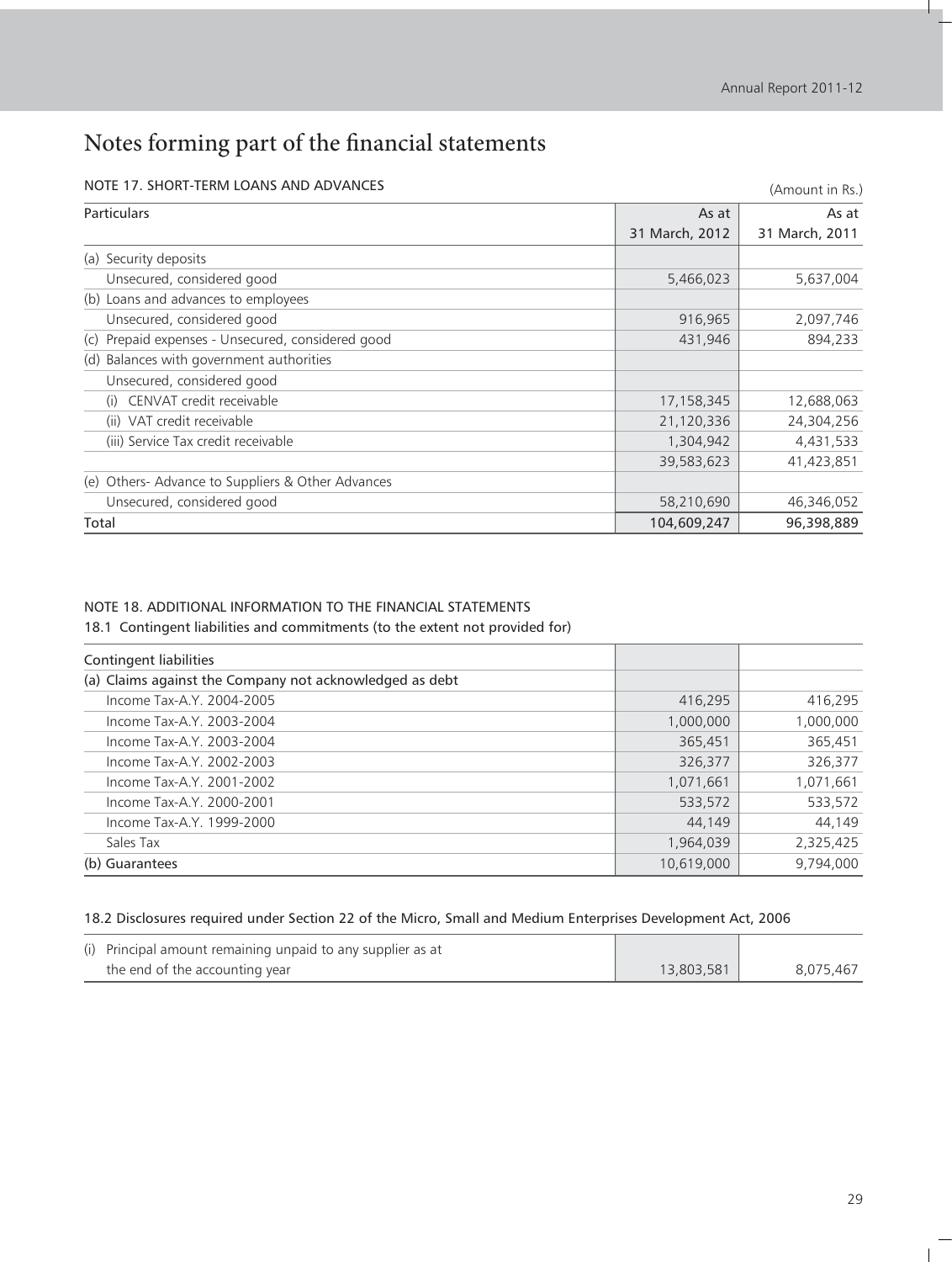# Notes forming part of the financial statements

## NOTE 17. SHORT-TERM LOANS AND ADVANCES

(Amount in Rs.)

| Particulars | As at 31 March, 2012 | As at 31 March, 2011 |
|---|---|---|
| (a) Security deposits | | |
| Unsecured, considered good | 5,466,023 | 5,637,004 |
| (b) Loans and advances to employees | | |
| Unsecured, considered good | 916,965 | 2,097,746 |
| (c) Prepaid expenses - Unsecured, considered good | 431,946 | 894,233 |
| (d) Balances with government authorities | | |
| Unsecured, considered good | | |
| (i) CENVAT credit receivable | 17,158,345 | 12,688,063 |
| (ii) VAT credit receivable | 21,120,336 | 24,304,256 |
| (iii) Service Tax credit receivable | 1,304,942 | 4,431,533 |
| | 39,583,623 | 41,423,851 |
| (e) Others- Advance to Suppliers & Other Advances | | |
| Unsecured, considered good | 58,210,690 | 46,346,052 |
| Total | 104,609,247 | 96,398,889 |

## NOTE 18. ADDITIONAL INFORMATION TO THE FINANCIAL STATEMENTS

### 18.1 Contingent liabilities and commitments (to the extent not provided for)

| Contingent liabilities | | |
|---|---|---|
| (a) Claims against the Company not acknowledged as debt | | |
| Income Tax-A.Y. 2004-2005 | 416,295 | 416,295 |
| Income Tax-A.Y. 2003-2004 | 1,000,000 | 1,000,000 |
| Income Tax-A.Y. 2003-2004 | 365,451 | 365,451 |
| Income Tax-A.Y. 2002-2003 | 326,377 | 326,377 |
| Income Tax-A.Y. 2001-2002 | 1,071,661 | 1,071,661 |
| Income Tax-A.Y. 2000-2001 | 533,572 | 533,572 |
| Income Tax-A.Y. 1999-2000 | 44,149 | 44,149 |
| Sales Tax | 1,964,039 | 2,325,425 |
| (b) Guarantees | 10,619,000 | 9,794,000 |

### 18.2 Disclosures required under Section 22 of the Micro, Small and Medium Enterprises Development Act, 2006

| | | |
|---|---|---|
| (i) Principal amount remaining unpaid to any supplier as at the end of the accounting year | 13,803,581 | 8,075,467 |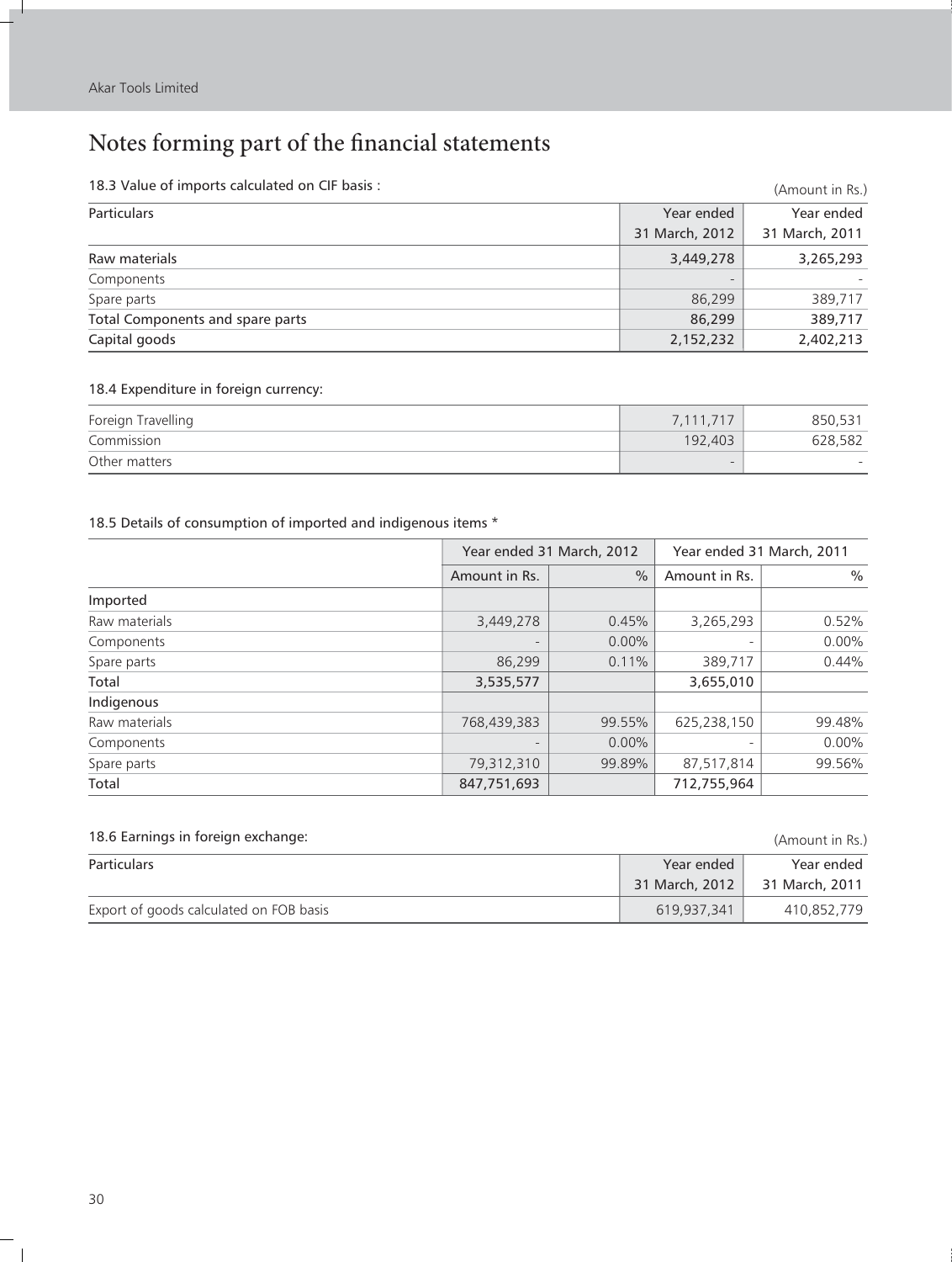# Notes forming part of the financial statements

18.3 Value of imports calculated on CIF basis :

(Amount in Rs.)

| Particulars | Year ended 31 March, 2012 | Year ended 31 March, 2011 |
|---|---|---|
| Raw materials | 3,449,278 | 3,265,293 |
| Components | - | - |
| Spare parts | 86,299 | 389,717 |
| Total Components and spare parts | 86,299 | 389,717 |
| Capital goods | 2,152,232 | 2,402,213 |

18.4 Expenditure in foreign currency:

| | | |
|---|---|---|
| Foreign Travelling | 7,111,717 | 850,531 |
| Commission | 192,403 | 628,582 |
| Other matters | - | - |

18.5 Details of consumption of imported and indigenous items *

| | Year ended 31 March, 2012 | | Year ended 31 March, 2011 | |
|---|---|---|---|---|
| | Amount in Rs. | % | Amount in Rs. | % |
| **Imported** | | | | |
| Raw materials | 3,449,278 | 0.45% | 3,265,293 | 0.52% |
| Components | - | 0.00% | - | 0.00% |
| Spare parts | 86,299 | 0.11% | 389,717 | 0.44% |
| **Total** | **3,535,577** | | **3,655,010** | |
| **Indigenous** | | | | |
| Raw materials | 768,439,383 | 99.55% | 625,238,150 | 99.48% |
| Components | - | 0.00% | - | 0.00% |
| Spare parts | 79,312,310 | 99.89% | 87,517,814 | 99.56% |
| **Total** | **847,751,693** | | **712,755,964** | |

18.6 Earnings in foreign exchange:

(Amount in Rs.)

| Particulars | Year ended 31 March, 2012 | Year ended 31 March, 2011 |
|---|---|---|
| Export of goods calculated on FOB basis | 619,937,341 | 410,852,779 |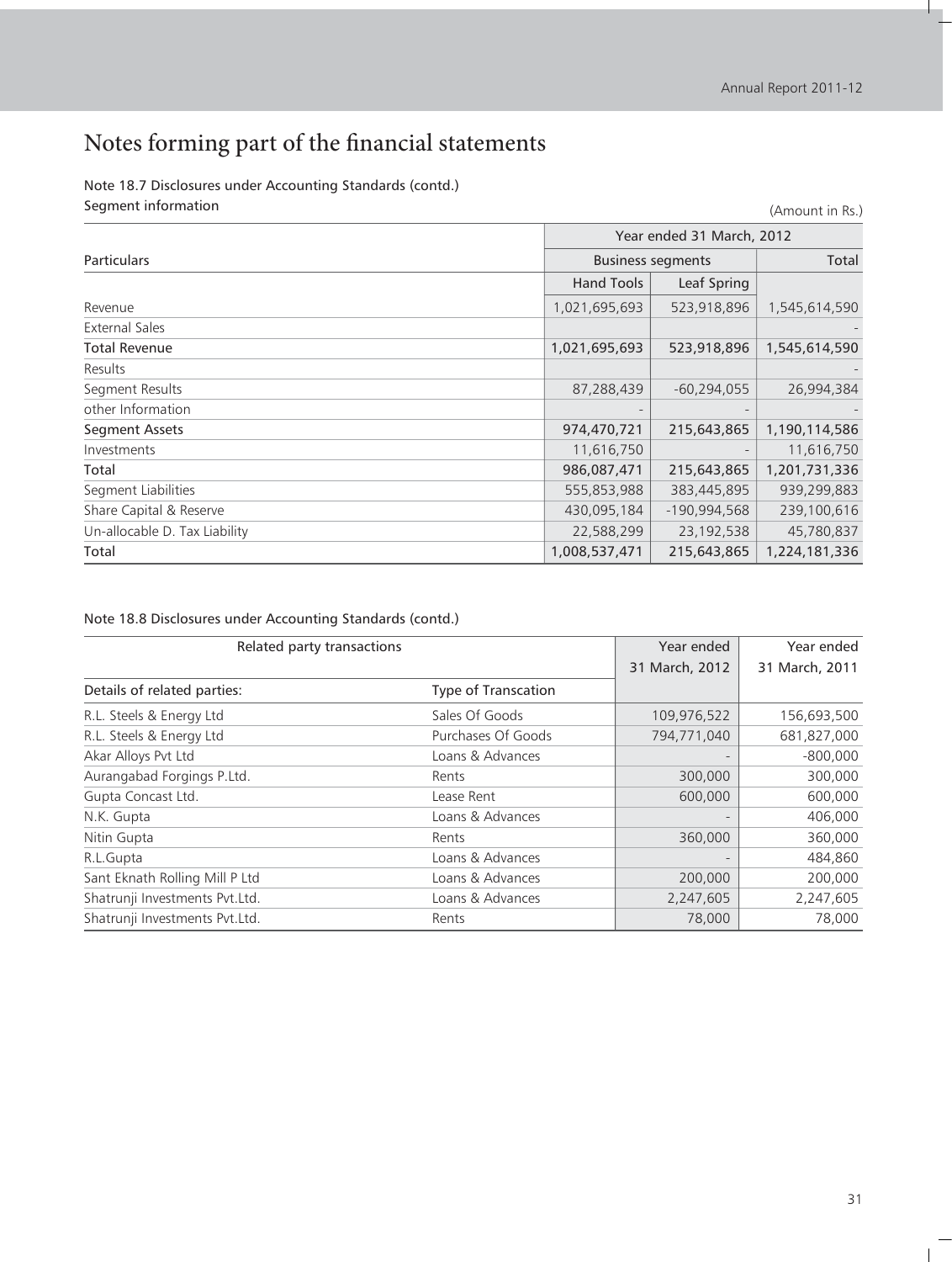# Notes forming part of the financial statements

Note 18.7 Disclosures under Accounting Standards (contd.)

Segment information

(Amount in Rs.)

| Particulars | Year ended 31 March, 2012 | | |
|---|---|---|---|
| | Business segments | | Total |
| | Hand Tools | Leaf Spring | |
| Revenue | 1,021,695,693 | 523,918,896 | 1,545,614,590 |
| External Sales | | | - |
| **Total Revenue** | 1,021,695,693 | 523,918,896 | 1,545,614,590 |
| Results | | | - |
| Segment Results | 87,288,439 | -60,294,055 | 26,994,384 |
| other Information | - | - | - |
| **Segment Assets** | 974,470,721 | 215,643,865 | 1,190,114,586 |
| Investments | 11,616,750 | - | 11,616,750 |
| **Total** | 986,087,471 | 215,643,865 | 1,201,731,336 |
| Segment Liabilities | 555,853,988 | 383,445,895 | 939,299,883 |
| Share Capital & Reserve | 430,095,184 | -190,994,568 | 239,100,616 |
| Un-allocable D. Tax Liability | 22,588,299 | 23,192,538 | 45,780,837 |
| **Total** | 1,008,537,471 | 215,643,865 | 1,224,181,336 |

Note 18.8 Disclosures under Accounting Standards (contd.)

| Related party transactions | | Year ended 31 March, 2012 | Year ended 31 March, 2011 |
|---|---|---|---|
| Details of related parties: | Type of Transcation | | |
| R.L. Steels & Energy Ltd | Sales Of Goods | 109,976,522 | 156,693,500 |
| R.L. Steels & Energy Ltd | Purchases Of Goods | 794,771,040 | 681,827,000 |
| Akar Alloys Pvt Ltd | Loans & Advances | - | -800,000 |
| Aurangabad Forgings P.Ltd. | Rents | 300,000 | 300,000 |
| Gupta Concast Ltd. | Lease Rent | 600,000 | 600,000 |
| N.K. Gupta | Loans & Advances | - | 406,000 |
| Nitin Gupta | Rents | 360,000 | 360,000 |
| R.L.Gupta | Loans & Advances | - | 484,860 |
| Sant Eknath Rolling Mill P Ltd | Loans & Advances | 200,000 | 200,000 |
| Shatrunji Investments Pvt.Ltd. | Loans & Advances | 2,247,605 | 2,247,605 |
| Shatrunji Investments Pvt.Ltd. | Rents | 78,000 | 78,000 |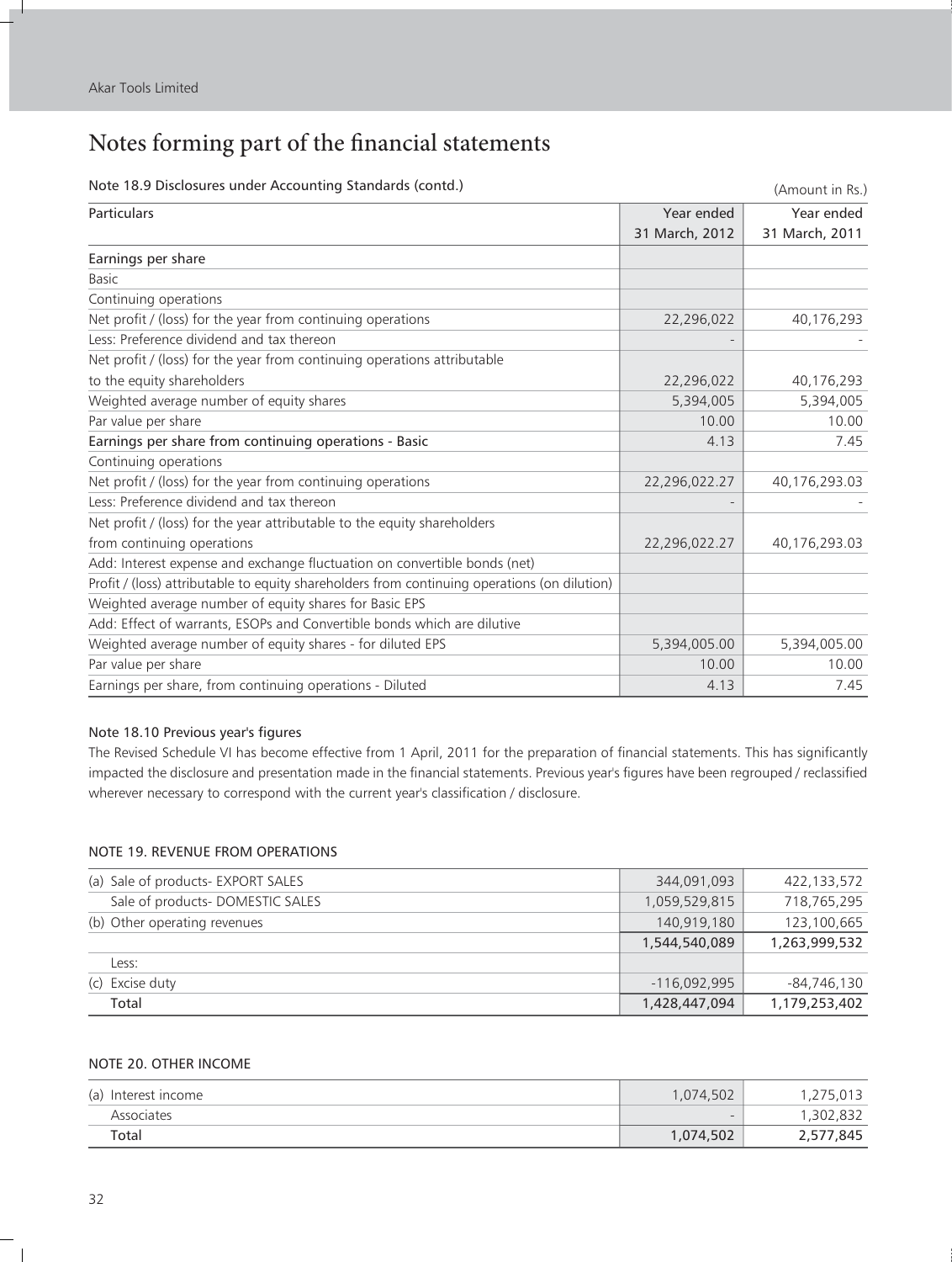# Notes forming part of the financial statements

Note 18.9 Disclosures under Accounting Standards (contd.)

(Amount in Rs.)

| Particulars | Year ended 31 March, 2012 | Year ended 31 March, 2011 |
|---|---|---|
| Earnings per share | | |
| Basic | | |
| Continuing operations | | |
| Net profit / (loss) for the year from continuing operations | 22,296,022 | 40,176,293 |
| Less: Preference dividend and tax thereon | - | - |
| Net profit / (loss) for the year from continuing operations attributable to the equity shareholders | 22,296,022 | 40,176,293 |
| Weighted average number of equity shares | 5,394,005 | 5,394,005 |
| Par value per share | 10.00 | 10.00 |
| Earnings per share from continuing operations - Basic | 4.13 | 7.45 |
| Continuing operations | | |
| Net profit / (loss) for the year from continuing operations | 22,296,022.27 | 40,176,293.03 |
| Less: Preference dividend and tax thereon | - | - |
| Net profit / (loss) for the year attributable to the equity shareholders from continuing operations | 22,296,022.27 | 40,176,293.03 |
| Add: Interest expense and exchange fluctuation on convertible bonds (net) | | |
| Profit / (loss) attributable to equity shareholders from continuing operations (on dilution) | | |
| Weighted average number of equity shares for Basic EPS | | |
| Add: Effect of warrants, ESOPs and Convertible bonds which are dilutive | | |
| Weighted average number of equity shares - for diluted EPS | 5,394,005.00 | 5,394,005.00 |
| Par value per share | 10.00 | 10.00 |
| Earnings per share, from continuing operations - Diluted | 4.13 | 7.45 |

### Note 18.10 Previous year's figures

The Revised Schedule VI has become effective from 1 April, 2011 for the preparation of financial statements. This has significantly impacted the disclosure and presentation made in the financial statements. Previous year's figures have been regrouped / reclassified wherever necessary to correspond with the current year's classification / disclosure.

### NOTE 19. REVENUE FROM OPERATIONS

| Particulars | Year ended 31 March, 2012 | Year ended 31 March, 2011 |
|---|---|---|
| (a) Sale of products- EXPORT SALES | 344,091,093 | 422,133,572 |
| Sale of products- DOMESTIC SALES | 1,059,529,815 | 718,765,295 |
| (b) Other operating revenues | 140,919,180 | 123,100,665 |
| | 1,544,540,089 | 1,263,999,532 |
| Less: | | |
| (c) Excise duty | -116,092,995 | -84,746,130 |
| Total | 1,428,447,094 | 1,179,253,402 |

### NOTE 20. OTHER INCOME

| Particulars | Year ended 31 March, 2012 | Year ended 31 March, 2011 |
|---|---|---|
| (a) Interest income | 1,074,502 | 1,275,013 |
| Associates | - | 1,302,832 |
| Total | 1,074,502 | 2,577,845 |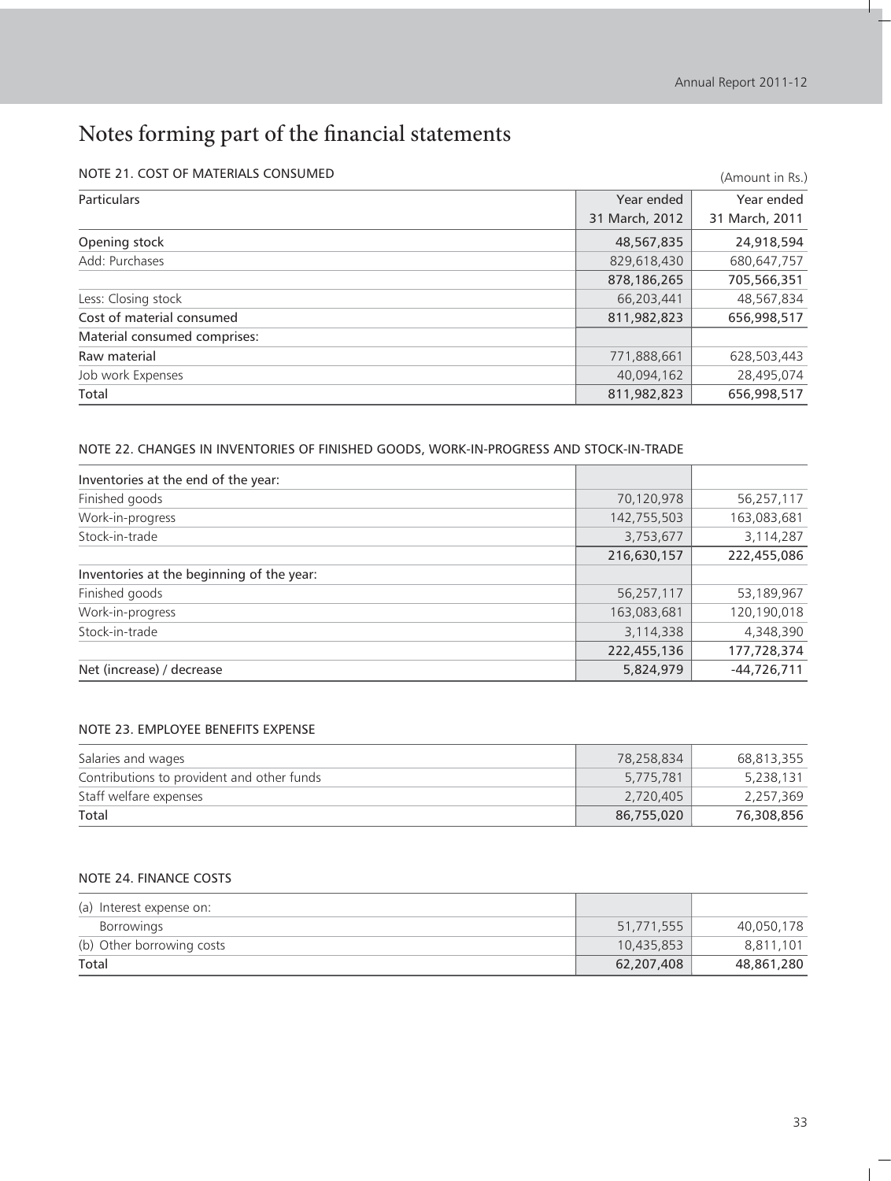# Notes forming part of the financial statements

## NOTE 21. COST OF MATERIALS CONSUMED

(Amount in Rs.)

| Particulars | Year ended 31 March, 2012 | Year ended 31 March, 2011 |
|---|---|---|
| Opening stock | 48,567,835 | 24,918,594 |
| Add: Purchases | 829,618,430 | 680,647,757 |
| | 878,186,265 | 705,566,351 |
| Less: Closing stock | 66,203,441 | 48,567,834 |
| Cost of material consumed | 811,982,823 | 656,998,517 |
| Material consumed comprises: | | |
| Raw material | 771,888,661 | 628,503,443 |
| Job work Expenses | 40,094,162 | 28,495,074 |
| Total | 811,982,823 | 656,998,517 |

## NOTE 22. CHANGES IN INVENTORIES OF FINISHED GOODS, WORK-IN-PROGRESS AND STOCK-IN-TRADE

| | | |
|---|---|---|
| Inventories at the end of the year: | | |
| Finished goods | 70,120,978 | 56,257,117 |
| Work-in-progress | 142,755,503 | 163,083,681 |
| Stock-in-trade | 3,753,677 | 3,114,287 |
| | 216,630,157 | 222,455,086 |
| Inventories at the beginning of the year: | | |
| Finished goods | 56,257,117 | 53,189,967 |
| Work-in-progress | 163,083,681 | 120,190,018 |
| Stock-in-trade | 3,114,338 | 4,348,390 |
| | 222,455,136 | 177,728,374 |
| Net (increase) / decrease | 5,824,979 | -44,726,711 |

## NOTE 23. EMPLOYEE BENEFITS EXPENSE

| | | |
|---|---|---|
| Salaries and wages | 78,258,834 | 68,813,355 |
| Contributions to provident and other funds | 5,775,781 | 5,238,131 |
| Staff welfare expenses | 2,720,405 | 2,257,369 |
| Total | 86,755,020 | 76,308,856 |

## NOTE 24. FINANCE COSTS

| | | |
|---|---|---|
| (a) Interest expense on: | | |
| Borrowings | 51,771,555 | 40,050,178 |
| (b) Other borrowing costs | 10,435,853 | 8,811,101 |
| Total | 62,207,408 | 48,861,280 |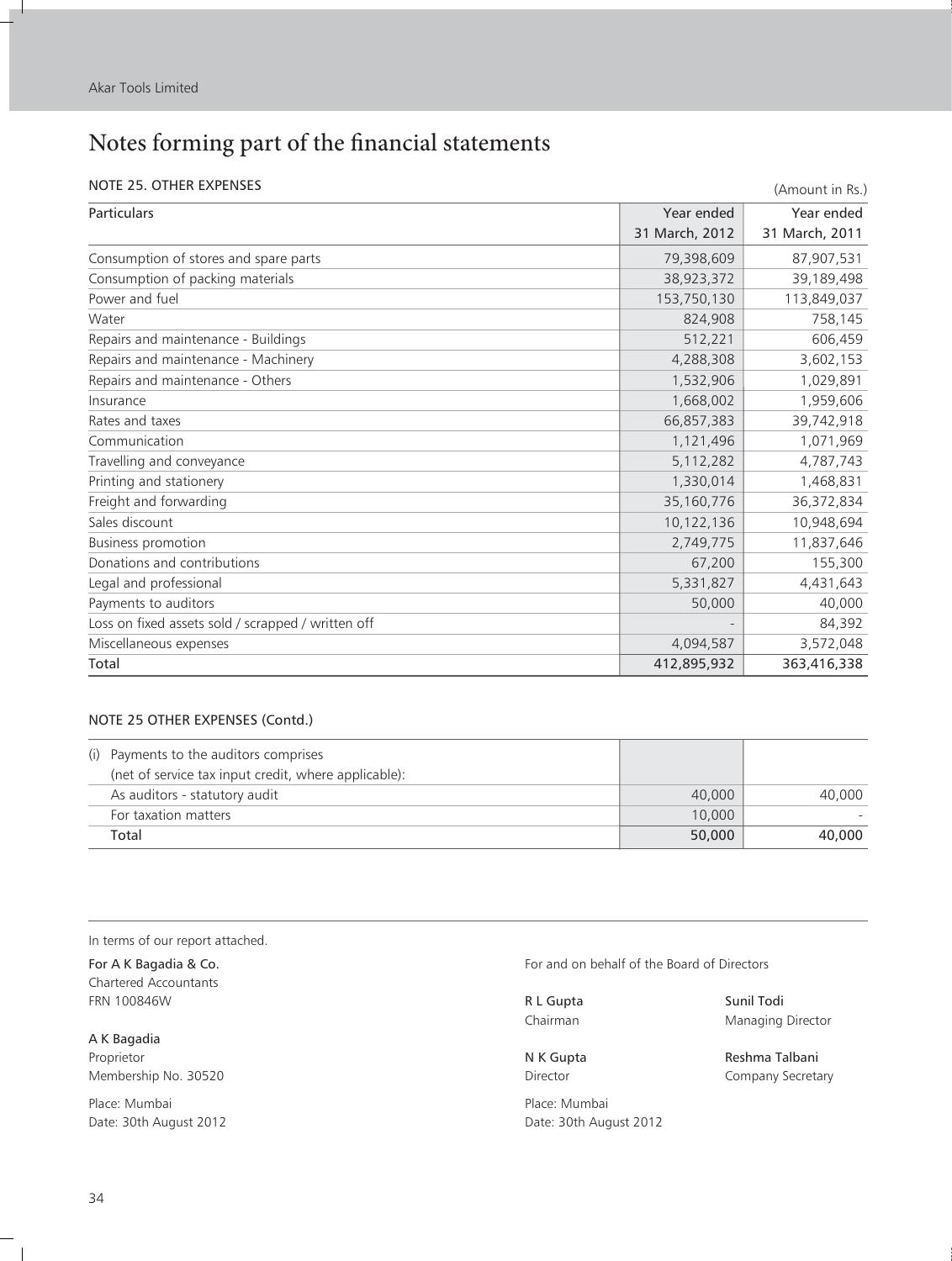# Notes forming part of the financial statements

## NOTE 25. OTHER EXPENSES

(Amount in Rs.)

| Particulars | Year ended 31 March, 2012 | Year ended 31 March, 2011 |
|---|---|---|
| Consumption of stores and spare parts | 79,398,609 | 87,907,531 |
| Consumption of packing materials | 38,923,372 | 39,189,498 |
| Power and fuel | 153,750,130 | 113,849,037 |
| Water | 824,908 | 758,145 |
| Repairs and maintenance - Buildings | 512,221 | 606,459 |
| Repairs and maintenance - Machinery | 4,288,308 | 3,602,153 |
| Repairs and maintenance - Others | 1,532,906 | 1,029,891 |
| Insurance | 1,668,002 | 1,959,606 |
| Rates and taxes | 66,857,383 | 39,742,918 |
| Communication | 1,121,496 | 1,071,969 |
| Travelling and conveyance | 5,112,282 | 4,787,743 |
| Printing and stationery | 1,330,014 | 1,468,831 |
| Freight and forwarding | 35,160,776 | 36,372,834 |
| Sales discount | 10,122,136 | 10,948,694 |
| Business promotion | 2,749,775 | 11,837,646 |
| Donations and contributions | 67,200 | 155,300 |
| Legal and professional | 5,331,827 | 4,431,643 |
| Payments to auditors | 50,000 | 40,000 |
| Loss on fixed assets sold / scrapped / written off | - | 84,392 |
| Miscellaneous expenses | 4,094,587 | 3,572,048 |
| Total | 412,895,932 | 363,416,338 |

## NOTE 25 OTHER EXPENSES (Contd.)

| | | |
|---|---|---|
| (i) Payments to the auditors comprises (net of service tax input credit, where applicable): | | |
| As auditors - statutory audit | 40,000 | 40,000 |
| For taxation matters | 10,000 | - |
| Total | 50,000 | 40,000 |

In terms of our report attached.

**For A K Bagadia & Co.**
Chartered Accountants
FRN 100846W

**A K Bagadia**
Proprietor
Membership No. 30520

Place: Mumbai
Date: 30th August 2012

For and on behalf of the Board of Directors

**R L Gupta**
Chairman

**Sunil Todi**
Managing Director

**N K Gupta**
Director

**Reshma Talbani**
Company Secretary

Place: Mumbai
Date: 30th August 2012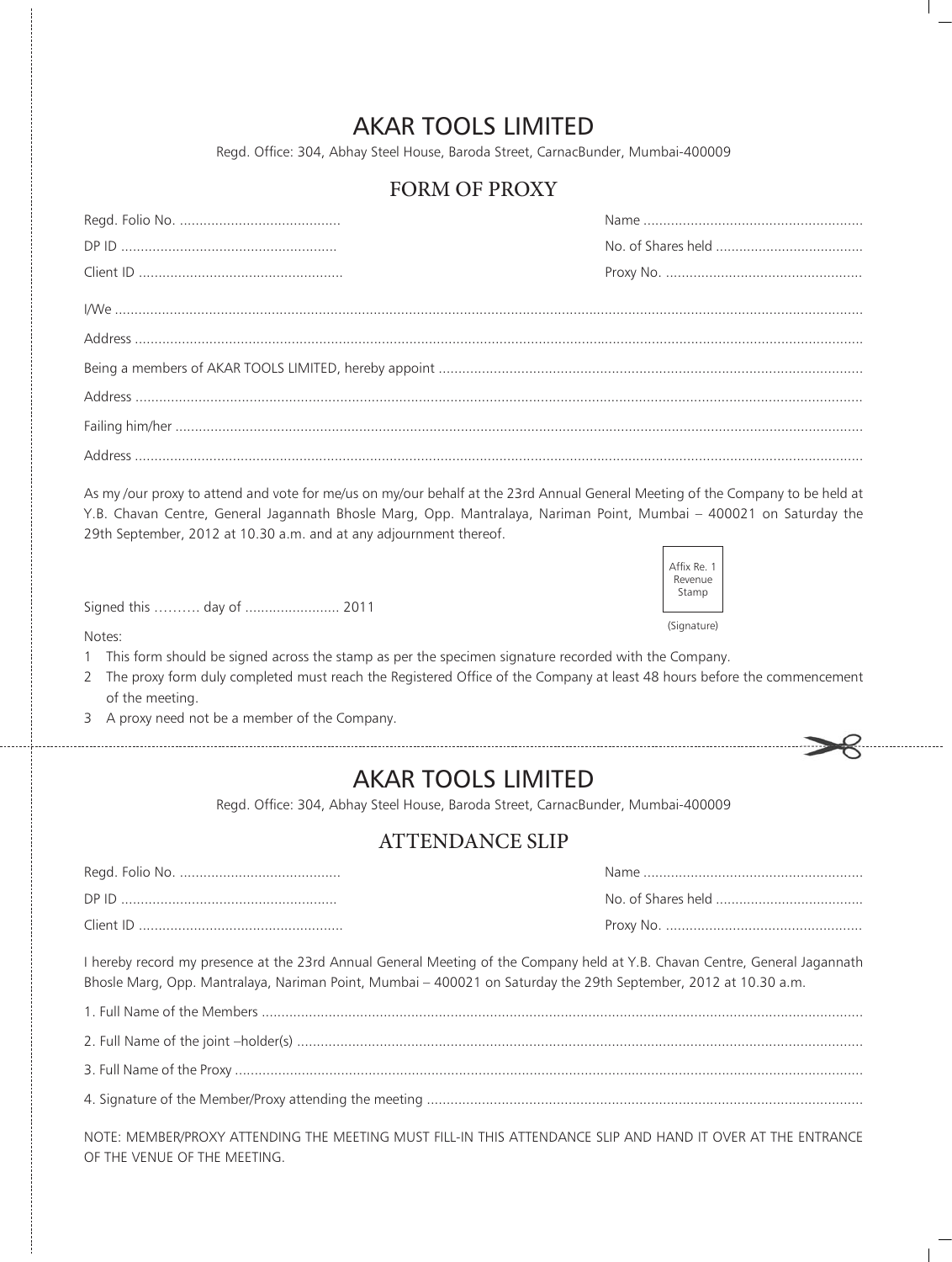# AKAR TOOLS LIMITED

Regd. Office: 304, Abhay Steel House, Baroda Street, CarnacBunder, Mumbai-400009

## FORM OF PROXY

Regd. Folio No. .........................................

DP ID ......................................................

Client ID ...................................................

Name .......................................................

No. of Shares held .....................................

Proxy No. ..................................................

I/We ..........................................................................................................................................................................

Address .....................................................................................................................................................................

Being a members of AKAR TOOLS LIMITED, hereby appoint ..........................................................................................................

Address .....................................................................................................................................................................

Failing him/her ...........................................................................................................................................................

Address .....................................................................................................................................................................

As my /our proxy to attend and vote for me/us on my/our behalf at the 23rd Annual General Meeting of the Company to be held at Y.B. Chavan Centre, General Jagannath Bhosle Marg, Opp. Mantralaya, Nariman Point, Mumbai – 400021 on Saturday the 29th September, 2012 at 10.30 a.m. and at any adjournment thereof.

Affix Re. 1 Revenue Stamp

Signed this ………. day of ........................ 2011

(Signature)

Notes:

1 This form should be signed across the stamp as per the specimen signature recorded with the Company.
2 The proxy form duly completed must reach the Registered Office of the Company at least 48 hours before the commencement of the meeting.
3 A proxy need not be a member of the Company.

---

# AKAR TOOLS LIMITED

Regd. Office: 304, Abhay Steel House, Baroda Street, CarnacBunder, Mumbai-400009

## ATTENDANCE SLIP

Regd. Folio No. .........................................

DP ID ......................................................

Client ID ...................................................

Name .......................................................

No. of Shares held .....................................

Proxy No. ..................................................

I hereby record my presence at the 23rd Annual General Meeting of the Company held at Y.B. Chavan Centre, General Jagannath Bhosle Marg, Opp. Mantralaya, Nariman Point, Mumbai – 400021 on Saturday the 29th September, 2012 at 10.30 a.m.

1. Full Name of the Members ......................................................................................................................................

2. Full Name of the joint –holder(s) ..............................................................................................................................

3. Full Name of the Proxy ............................................................................................................................................

4. Signature of the Member/Proxy attending the meeting .............................................................................................

NOTE: MEMBER/PROXY ATTENDING THE MEETING MUST FILL-IN THIS ATTENDANCE SLIP AND HAND IT OVER AT THE ENTRANCE OF THE VENUE OF THE MEETING.